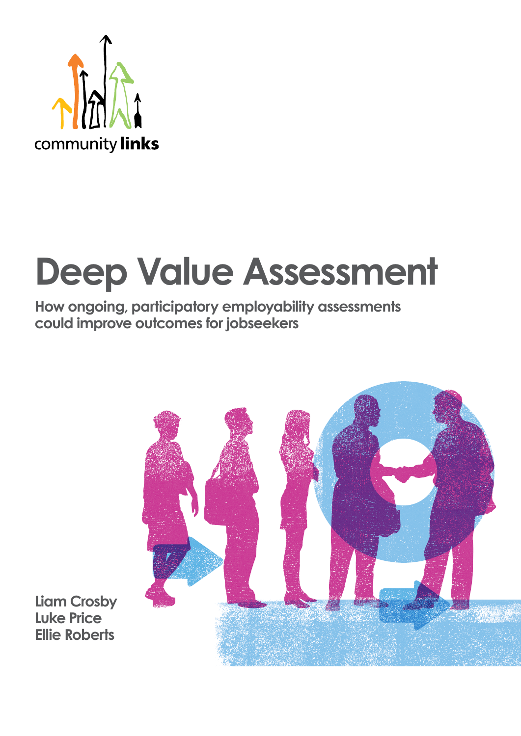community links

# Deep Value Assessment

**How ongoing, participatory employability assessments could improve outcomes for jobseekers**

Liam Crosby
Luke Price
Ellie Roberts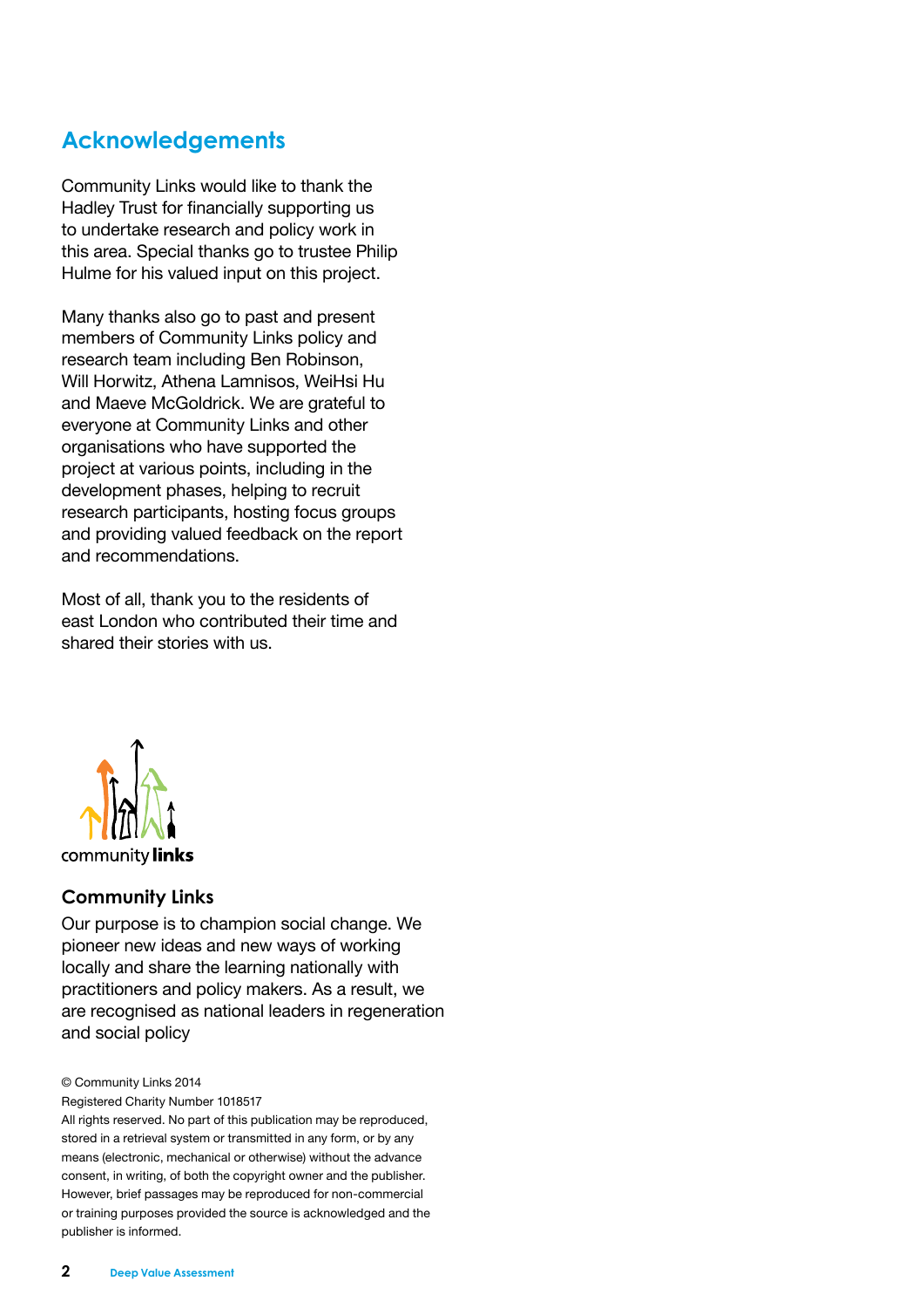# Acknowledgements

Community Links would like to thank the Hadley Trust for financially supporting us to undertake research and policy work in this area. Special thanks go to trustee Philip Hulme for his valued input on this project.

Many thanks also go to past and present members of Community Links policy and research team including Ben Robinson, Will Horwitz, Athena Lamnisos, WeiHsi Hu and Maeve McGoldrick. We are grateful to everyone at Community Links and other organisations who have supported the project at various points, including in the development phases, helping to recruit research participants, hosting focus groups and providing valued feedback on the report and recommendations.

Most of all, thank you to the residents of east London who contributed their time and shared their stories with us.

community **links**

### Community Links

Our purpose is to champion social change. We pioneer new ideas and new ways of working locally and share the learning nationally with practitioners and policy makers. As a result, we are recognised as national leaders in regeneration and social policy

© Community Links 2014
Registered Charity Number 1018517
All rights reserved. No part of this publication may be reproduced, stored in a retrieval system or transmitted in any form, or by any means (electronic, mechanical or otherwise) without the advance consent, in writing, of both the copyright owner and the publisher. However, brief passages may be reproduced for non-commercial or training purposes provided the source is acknowledged and the publisher is informed.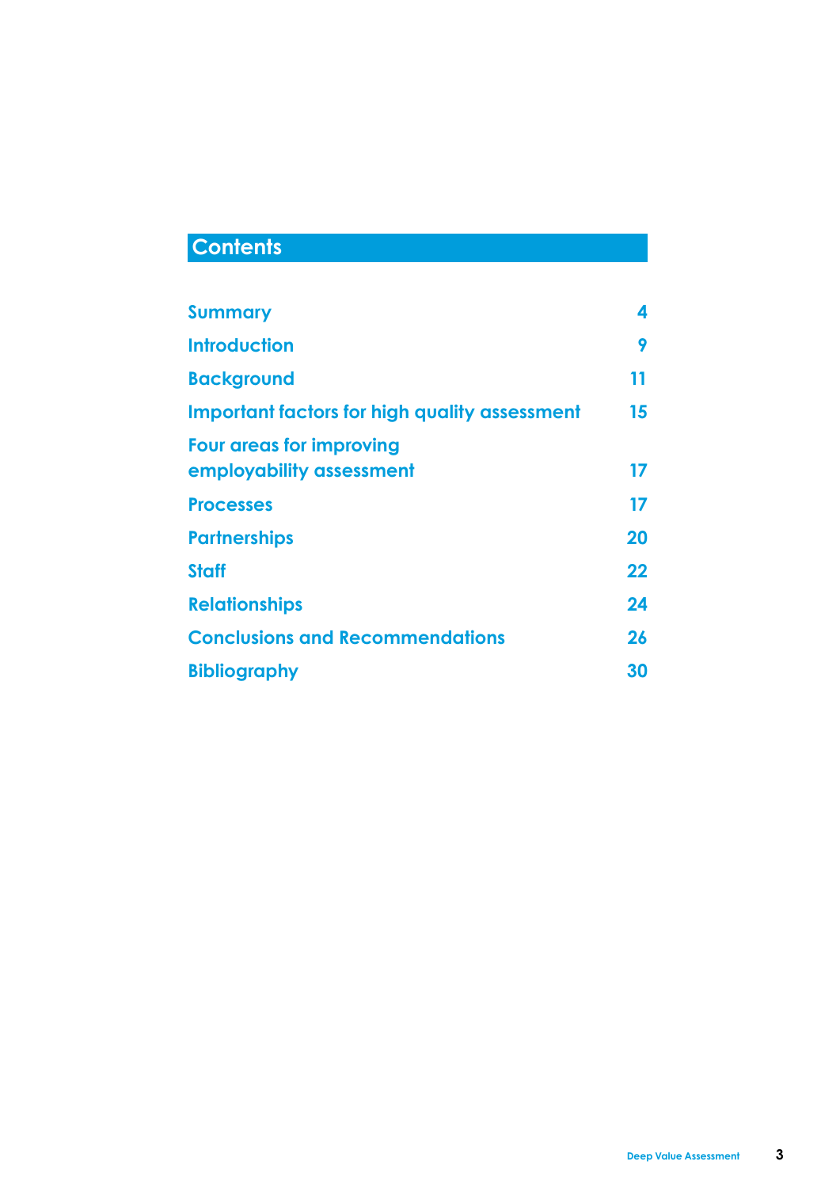# Contents

| | |
|---|---|
| Summary | 4 |
| Introduction | 9 |
| Background | 11 |
| Important factors for high quality assessment | 15 |
| Four areas for improving employability assessment | 17 |
| Processes | 17 |
| Partnerships | 20 |
| Staff | 22 |
| Relationships | 24 |
| Conclusions and Recommendations | 26 |
| Bibliography | 30 |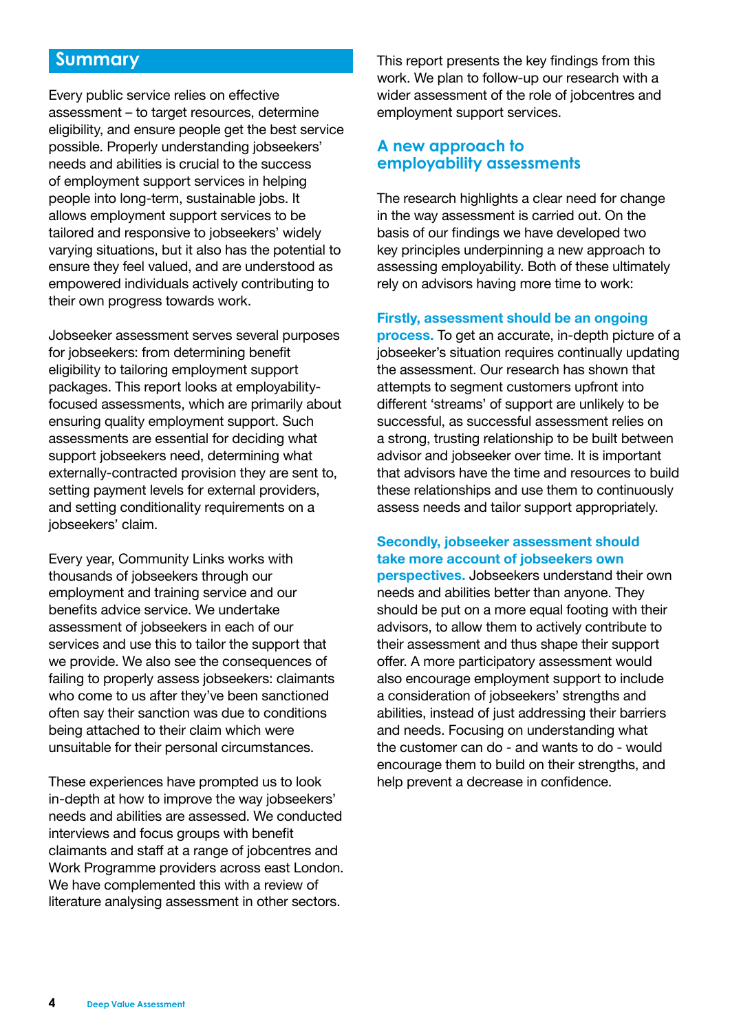## Summary

Every public service relies on effective assessment – to target resources, determine eligibility, and ensure people get the best service possible. Properly understanding jobseekers' needs and abilities is crucial to the success of employment support services in helping people into long-term, sustainable jobs. It allows employment support services to be tailored and responsive to jobseekers' widely varying situations, but it also has the potential to ensure they feel valued, and are understood as empowered individuals actively contributing to their own progress towards work.

Jobseeker assessment serves several purposes for jobseekers: from determining benefit eligibility to tailoring employment support packages. This report looks at employability-focused assessments, which are primarily about ensuring quality employment support. Such assessments are essential for deciding what support jobseekers need, determining what externally-contracted provision they are sent to, setting payment levels for external providers, and setting conditionality requirements on a jobseekers' claim.

Every year, Community Links works with thousands of jobseekers through our employment and training service and our benefits advice service. We undertake assessment of jobseekers in each of our services and use this to tailor the support that we provide. We also see the consequences of failing to properly assess jobseekers: claimants who come to us after they've been sanctioned often say their sanction was due to conditions being attached to their claim which were unsuitable for their personal circumstances.

These experiences have prompted us to look in-depth at how to improve the way jobseekers' needs and abilities are assessed. We conducted interviews and focus groups with benefit claimants and staff at a range of jobcentres and Work Programme providers across east London. We have complemented this with a review of literature analysing assessment in other sectors.

This report presents the key findings from this work. We plan to follow-up our research with a wider assessment of the role of jobcentres and employment support services.

### A new approach to employability assessments

The research highlights a clear need for change in the way assessment is carried out. On the basis of our findings we have developed two key principles underpinning a new approach to assessing employability. Both of these ultimately rely on advisors having more time to work:

**Firstly, assessment should be an ongoing process.** To get an accurate, in-depth picture of a jobseeker's situation requires continually updating the assessment. Our research has shown that attempts to segment customers upfront into different 'streams' of support are unlikely to be successful, as successful assessment relies on a strong, trusting relationship to be built between advisor and jobseeker over time. It is important that advisors have the time and resources to build these relationships and use them to continuously assess needs and tailor support appropriately.

**Secondly, jobseeker assessment should take more account of jobseekers own perspectives.** Jobseekers understand their own needs and abilities better than anyone. They should be put on a more equal footing with their advisors, to allow them to actively contribute to their assessment and thus shape their support offer. A more participatory assessment would also encourage employment support to include a consideration of jobseekers' strengths and abilities, instead of just addressing their barriers and needs. Focusing on understanding what the customer can do - and wants to do - would encourage them to build on their strengths, and help prevent a decrease in confidence.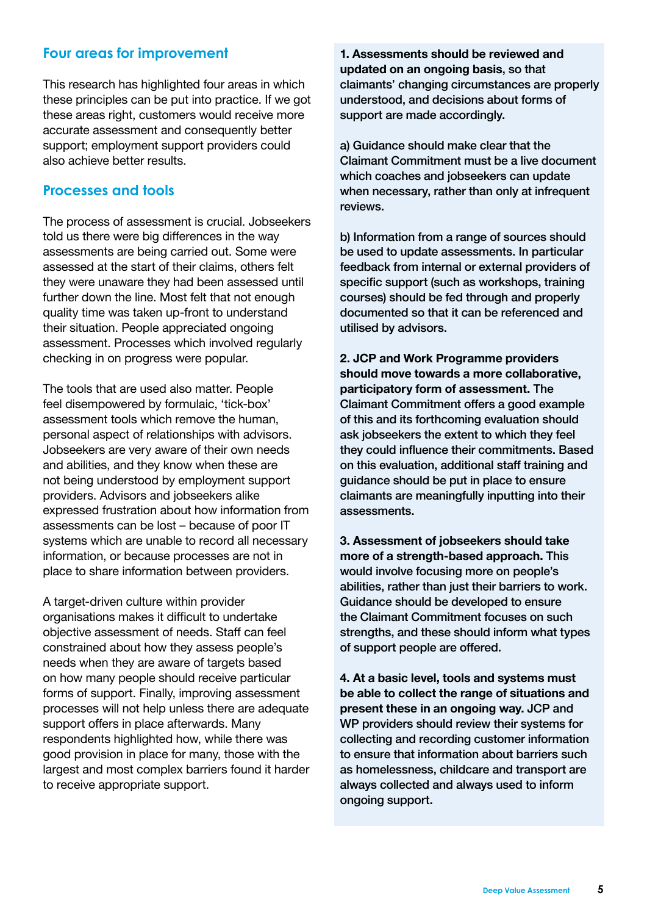## Four areas for improvement

This research has highlighted four areas in which these principles can be put into practice. If we got these areas right, customers would receive more accurate assessment and consequently better support; employment support providers could also achieve better results.

## Processes and tools

The process of assessment is crucial. Jobseekers told us there were big differences in the way assessments are being carried out. Some were assessed at the start of their claims, others felt they were unaware they had been assessed until further down the line. Most felt that not enough quality time was taken up-front to understand their situation. People appreciated ongoing assessment. Processes which involved regularly checking in on progress were popular.

The tools that are used also matter. People feel disempowered by formulaic, 'tick-box' assessment tools which remove the human, personal aspect of relationships with advisors. Jobseekers are very aware of their own needs and abilities, and they know when these are not being understood by employment support providers. Advisors and jobseekers alike expressed frustration about how information from assessments can be lost – because of poor IT systems which are unable to record all necessary information, or because processes are not in place to share information between providers.

A target-driven culture within provider organisations makes it difficult to undertake objective assessment of needs. Staff can feel constrained about how they assess people's needs when they are aware of targets based on how many people should receive particular forms of support. Finally, improving assessment processes will not help unless there are adequate support offers in place afterwards. Many respondents highlighted how, while there was good provision in place for many, those with the largest and most complex barriers found it harder to receive appropriate support.

**1. Assessments should be reviewed and updated on an ongoing basis**, so that claimants' changing circumstances are properly understood, and decisions about forms of support are made accordingly.

a) Guidance should make clear that the Claimant Commitment must be a live document which coaches and jobseekers can update when necessary, rather than only at infrequent reviews.

b) Information from a range of sources should be used to update assessments. In particular feedback from internal or external providers of specific support (such as workshops, training courses) should be fed through and properly documented so that it can be referenced and utilised by advisors.

**2. JCP and Work Programme providers should move towards a more collaborative, participatory form of assessment.** The Claimant Commitment offers a good example of this and its forthcoming evaluation should ask jobseekers the extent to which they feel they could influence their commitments. Based on this evaluation, additional staff training and guidance should be put in place to ensure claimants are meaningfully inputting into their assessments.

**3. Assessment of jobseekers should take more of a strength-based approach.** This would involve focusing more on people's abilities, rather than just their barriers to work. Guidance should be developed to ensure the Claimant Commitment focuses on such strengths, and these should inform what types of support people are offered.

**4. At a basic level, tools and systems must be able to collect the range of situations and present these in an ongoing way.** JCP and WP providers should review their systems for collecting and recording customer information to ensure that information about barriers such as homelessness, childcare and transport are always collected and always used to inform ongoing support.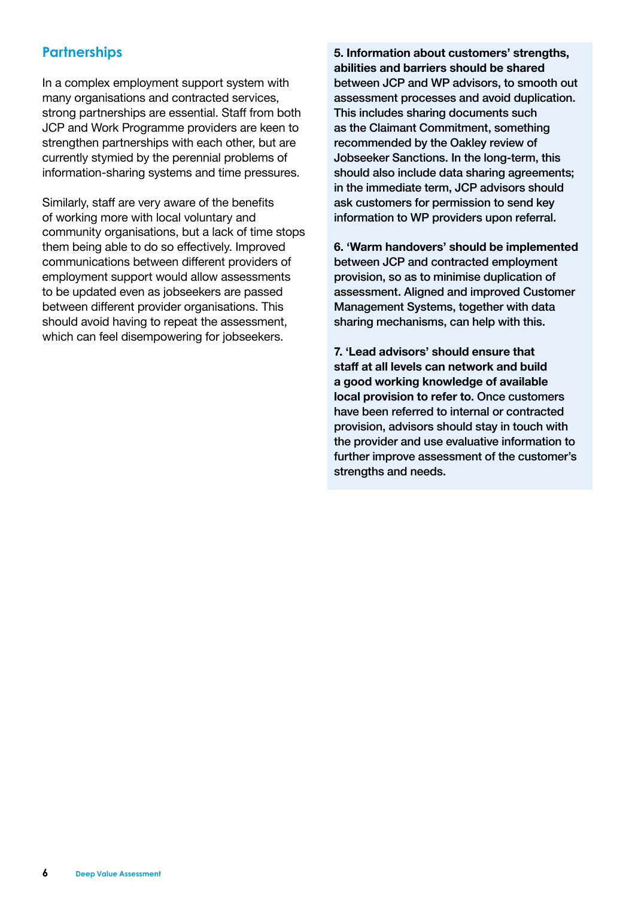## Partnerships

In a complex employment support system with many organisations and contracted services, strong partnerships are essential. Staff from both JCP and Work Programme providers are keen to strengthen partnerships with each other, but are currently stymied by the perennial problems of information-sharing systems and time pressures.

Similarly, staff are very aware of the benefits of working more with local voluntary and community organisations, but a lack of time stops them being able to do so effectively. Improved communications between different providers of employment support would allow assessments to be updated even as jobseekers are passed between different provider organisations. This should avoid having to repeat the assessment, which can feel disempowering for jobseekers.

**5. Information about customers' strengths, abilities and barriers should be shared between JCP and WP advisors, to smooth out assessment processes and avoid duplication. This includes sharing documents such as the Claimant Commitment, something recommended by the Oakley review of Jobseeker Sanctions. In the long-term, this should also include data sharing agreements; in the immediate term, JCP advisors should ask customers for permission to send key information to WP providers upon referral.**

**6. 'Warm handovers' should be implemented** between JCP and contracted employment provision, so as to minimise duplication of assessment. Aligned and improved Customer Management Systems, together with data sharing mechanisms, can help with this.

**7. 'Lead advisors' should ensure that staff at all levels can network and build a good working knowledge of available local provision to refer to.** Once customers have been referred to internal or contracted provision, advisors should stay in touch with the provider and use evaluative information to further improve assessment of the customer's strengths and needs.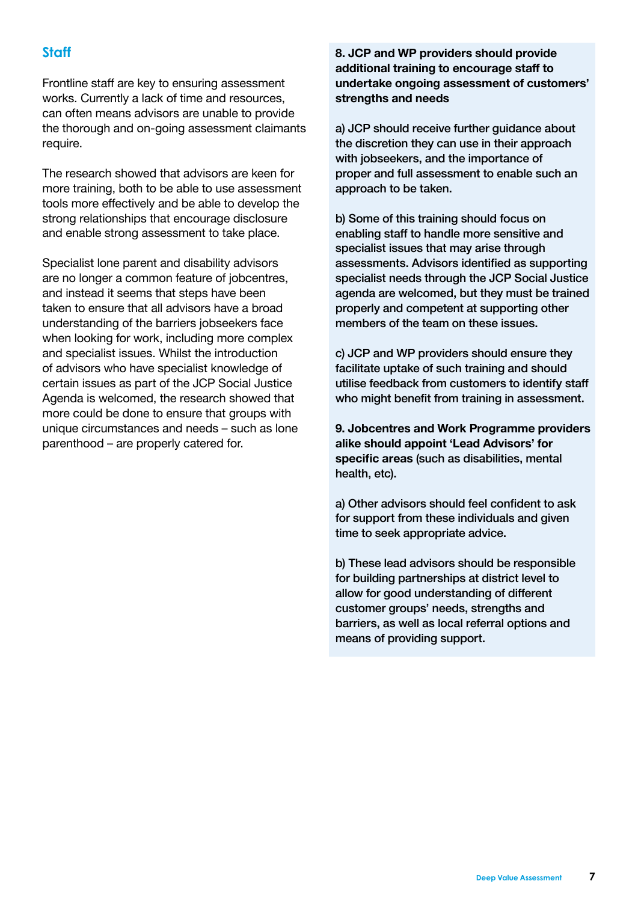## Staff

Frontline staff are key to ensuring assessment works. Currently a lack of time and resources, can often means advisors are unable to provide the thorough and on-going assessment claimants require.

The research showed that advisors are keen for more training, both to be able to use assessment tools more effectively and be able to develop the strong relationships that encourage disclosure and enable strong assessment to take place.

Specialist lone parent and disability advisors are no longer a common feature of jobcentres, and instead it seems that steps have been taken to ensure that all advisors have a broad understanding of the barriers jobseekers face when looking for work, including more complex and specialist issues. Whilst the introduction of advisors who have specialist knowledge of certain issues as part of the JCP Social Justice Agenda is welcomed, the research showed that more could be done to ensure that groups with unique circumstances and needs – such as lone parenthood – are properly catered for.

**8. JCP and WP providers should provide additional training to encourage staff to undertake ongoing assessment of customers' strengths and needs**

a) JCP should receive further guidance about the discretion they can use in their approach with jobseekers, and the importance of proper and full assessment to enable such an approach to be taken.

b) Some of this training should focus on enabling staff to handle more sensitive and specialist issues that may arise through assessments. Advisors identified as supporting specialist needs through the JCP Social Justice agenda are welcomed, but they must be trained properly and competent at supporting other members of the team on these issues.

c) JCP and WP providers should ensure they facilitate uptake of such training and should utilise feedback from customers to identify staff who might benefit from training in assessment.

**9. Jobcentres and Work Programme providers alike should appoint 'Lead Advisors' for specific areas** (such as disabilities, mental health, etc).

a) Other advisors should feel confident to ask for support from these individuals and given time to seek appropriate advice.

b) These lead advisors should be responsible for building partnerships at district level to allow for good understanding of different customer groups' needs, strengths and barriers, as well as local referral options and means of providing support.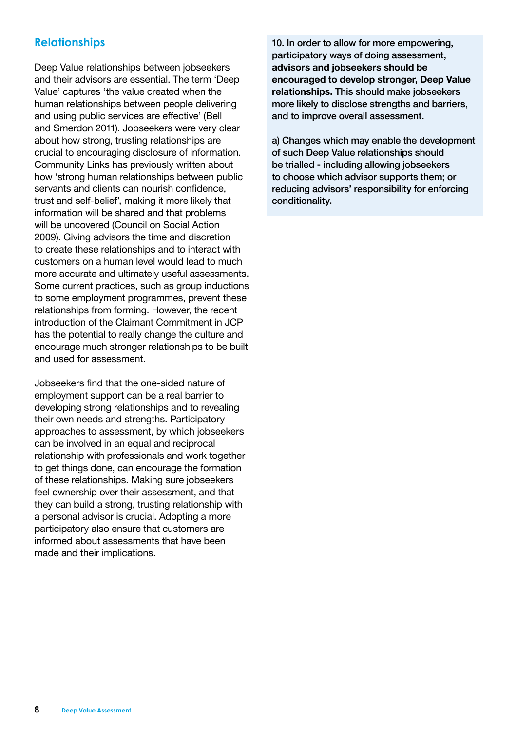## Relationships

Deep Value relationships between jobseekers and their advisors are essential. The term 'Deep Value' captures 'the value created when the human relationships between people delivering and using public services are effective' (Bell and Smerdon 2011). Jobseekers were very clear about how strong, trusting relationships are crucial to encouraging disclosure of information. Community Links has previously written about how 'strong human relationships between public servants and clients can nourish confidence, trust and self-belief', making it more likely that information will be shared and that problems will be uncovered (Council on Social Action 2009). Giving advisors the time and discretion to create these relationships and to interact with customers on a human level would lead to much more accurate and ultimately useful assessments. Some current practices, such as group inductions to some employment programmes, prevent these relationships from forming. However, the recent introduction of the Claimant Commitment in JCP has the potential to really change the culture and encourage much stronger relationships to be built and used for assessment.

Jobseekers find that the one-sided nature of employment support can be a real barrier to developing strong relationships and to revealing their own needs and strengths. Participatory approaches to assessment, by which jobseekers can be involved in an equal and reciprocal relationship with professionals and work together to get things done, can encourage the formation of these relationships. Making sure jobseekers feel ownership over their assessment, and that they can build a strong, trusting relationship with a personal advisor is crucial. Adopting a more participatory also ensure that customers are informed about assessments that have been made and their implications.

10. In order to allow for more empowering, participatory ways of doing assessment, **advisors and jobseekers should be encouraged to develop stronger, Deep Value relationships.** This should make jobseekers more likely to disclose strengths and barriers, and to improve overall assessment.

a) Changes which may enable the development of such Deep Value relationships should be trialled - including allowing jobseekers to choose which advisor supports them; or reducing advisors' responsibility for enforcing conditionality.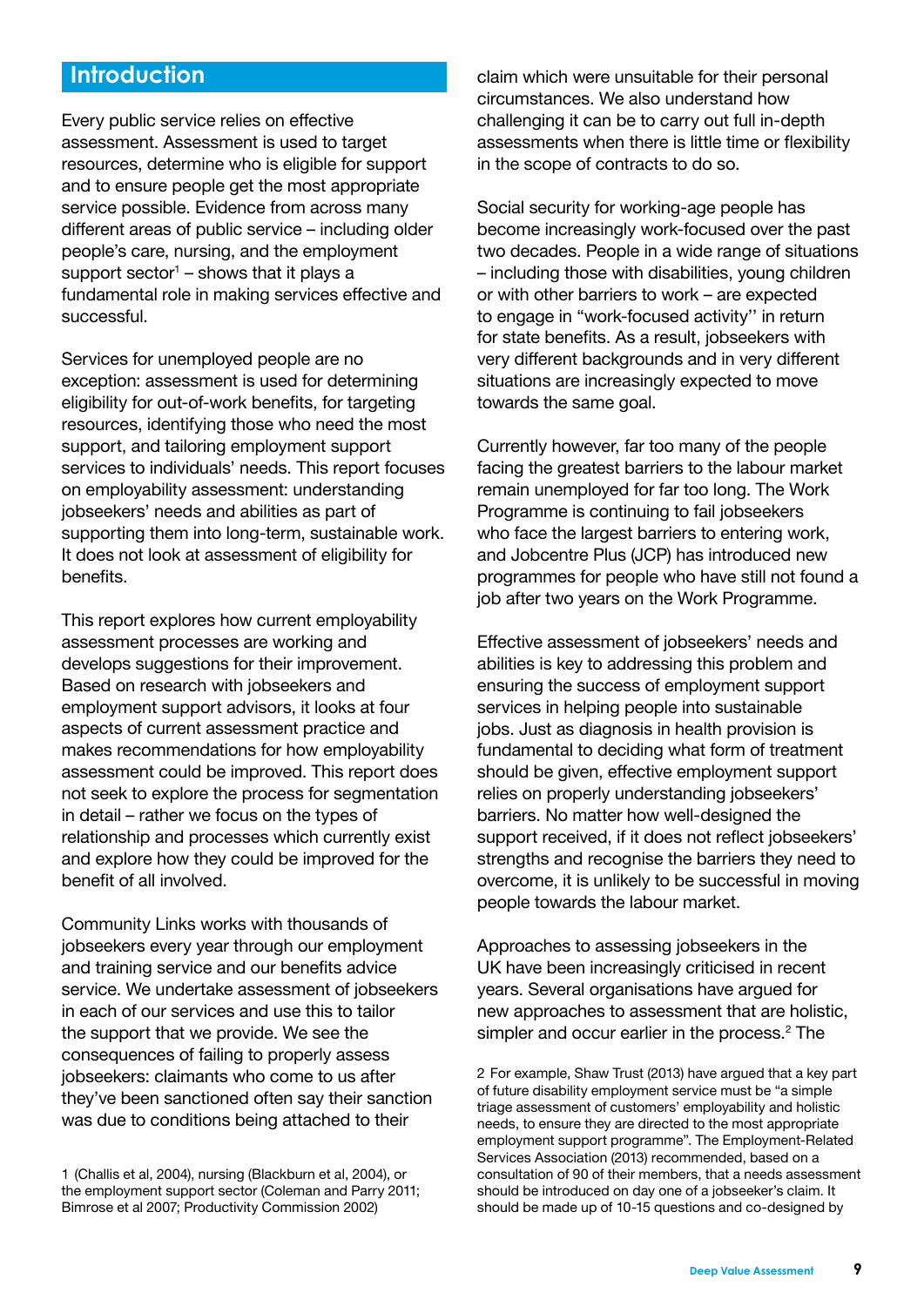## Introduction

Every public service relies on effective assessment. Assessment is used to target resources, determine who is eligible for support and to ensure people get the most appropriate service possible. Evidence from across many different areas of public service – including older people's care, nursing, and the employment support sector[1] – shows that it plays a fundamental role in making services effective and successful.

Services for unemployed people are no exception: assessment is used for determining eligibility for out-of-work benefits, for targeting resources, identifying those who need the most support, and tailoring employment support services to individuals' needs. This report focuses on employability assessment: understanding jobseekers' needs and abilities as part of supporting them into long-term, sustainable work. It does not look at assessment of eligibility for benefits.

This report explores how current employability assessment processes are working and develops suggestions for their improvement. Based on research with jobseekers and employment support advisors, it looks at four aspects of current assessment practice and makes recommendations for how employability assessment could be improved. This report does not seek to explore the process for segmentation in detail – rather we focus on the types of relationship and processes which currently exist and explore how they could be improved for the benefit of all involved.

Community Links works with thousands of jobseekers every year through our employment and training service and our benefits advice service. We undertake assessment of jobseekers in each of our services and use this to tailor the support that we provide. We see the consequences of failing to properly assess jobseekers: claimants who come to us after they've been sanctioned often say their sanction was due to conditions being attached to their claim which were unsuitable for their personal circumstances. We also understand how challenging it can be to carry out full in-depth assessments when there is little time or flexibility in the scope of contracts to do so.

Social security for working-age people has become increasingly work-focused over the past two decades. People in a wide range of situations – including those with disabilities, young children or with other barriers to work – are expected to engage in "work-focused activity" in return for state benefits. As a result, jobseekers with very different backgrounds and in very different situations are increasingly expected to move towards the same goal.

Currently however, far too many of the people facing the greatest barriers to the labour market remain unemployed for far too long. The Work Programme is continuing to fail jobseekers who face the largest barriers to entering work, and Jobcentre Plus (JCP) has introduced new programmes for people who have still not found a job after two years on the Work Programme.

Effective assessment of jobseekers' needs and abilities is key to addressing this problem and ensuring the success of employment support services in helping people into sustainable jobs. Just as diagnosis in health provision is fundamental to deciding what form of treatment should be given, effective employment support relies on properly understanding jobseekers' barriers. No matter how well-designed the support received, if it does not reflect jobseekers' strengths and recognise the barriers they need to overcome, it is unlikely to be successful in moving people towards the labour market.

Approaches to assessing jobseekers in the UK have been increasingly criticised in recent years. Several organisations have argued for new approaches to assessment that are holistic, simpler and occur earlier in the process.[2] The

1 (Challis et al, 2004), nursing (Blackburn et al, 2004), or the employment support sector (Coleman and Parry 2011; Bimrose et al 2007; Productivity Commission 2002)

2 For example, Shaw Trust (2013) have argued that a key part of future disability employment service must be "a simple triage assessment of customers' employability and holistic needs, to ensure they are directed to the most appropriate employment support programme". The Employment-Related Services Association (2013) recommended, based on a consultation of 90 of their members, that a needs assessment should be introduced on day one of a jobseeker's claim. It should be made up of 10-15 questions and co-designed by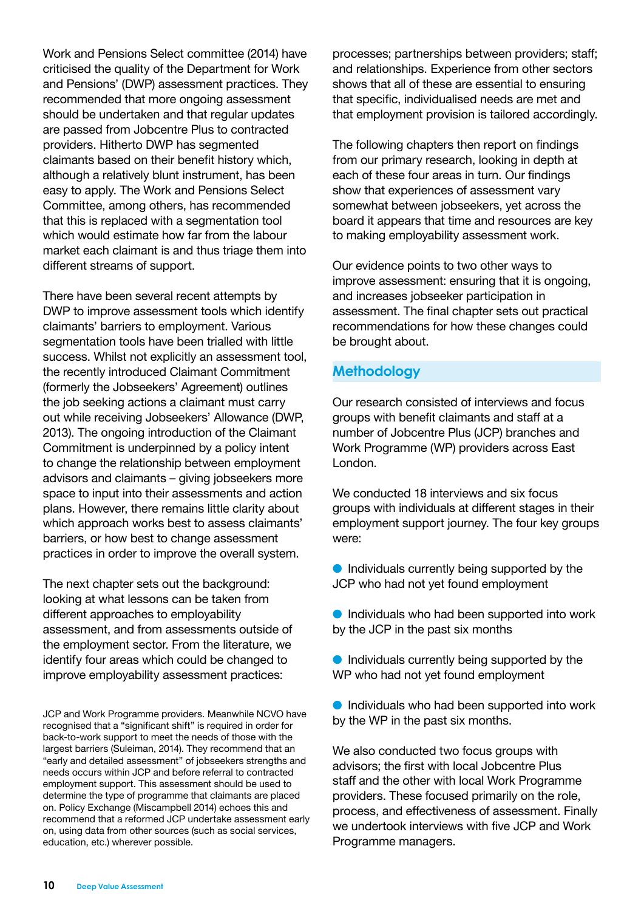Work and Pensions Select committee (2014) have criticised the quality of the Department for Work and Pensions' (DWP) assessment practices. They recommended that more ongoing assessment should be undertaken and that regular updates are passed from Jobcentre Plus to contracted providers. Hitherto DWP has segmented claimants based on their benefit history which, although a relatively blunt instrument, has been easy to apply. The Work and Pensions Select Committee, among others, has recommended that this is replaced with a segmentation tool which would estimate how far from the labour market each claimant is and thus triage them into different streams of support.

There have been several recent attempts by DWP to improve assessment tools which identify claimants' barriers to employment. Various segmentation tools have been trialled with little success. Whilst not explicitly an assessment tool, the recently introduced Claimant Commitment (formerly the Jobseekers' Agreement) outlines the job seeking actions a claimant must carry out while receiving Jobseekers' Allowance (DWP, 2013). The ongoing introduction of the Claimant Commitment is underpinned by a policy intent to change the relationship between employment advisors and claimants – giving jobseekers more space to input into their assessments and action plans. However, there remains little clarity about which approach works best to assess claimants' barriers, or how best to change assessment practices in order to improve the overall system.

The next chapter sets out the background: looking at what lessons can be taken from different approaches to employability assessment, and from assessments outside of the employment sector. From the literature, we identify four areas which could be changed to improve employability assessment practices: processes; partnerships between providers; staff; and relationships. Experience from other sectors shows that all of these are essential to ensuring that specific, individualised needs are met and that employment provision is tailored accordingly.

JCP and Work Programme providers. Meanwhile NCVO have recognised that a "significant shift" is required in order for back-to-work support to meet the needs of those with the largest barriers (Suleiman, 2014). They recommend that an "early and detailed assessment" of jobseekers strengths and needs occurs within JCP and before referral to contracted employment support. This assessment should be used to determine the type of programme that claimants are placed on. Policy Exchange (Miscampbell 2014) echoes this and recommend that a reformed JCP undertake assessment early on, using data from other sources (such as social services, education, etc.) wherever possible.

The following chapters then report on findings from our primary research, looking in depth at each of these four areas in turn. Our findings show that experiences of assessment vary somewhat between jobseekers, yet across the board it appears that time and resources are key to making employability assessment work.

Our evidence points to two other ways to improve assessment: ensuring that it is ongoing, and increases jobseeker participation in assessment. The final chapter sets out practical recommendations for how these changes could be brought about.

## Methodology

Our research consisted of interviews and focus groups with benefit claimants and staff at a number of Jobcentre Plus (JCP) branches and Work Programme (WP) providers across East London.

We conducted 18 interviews and six focus groups with individuals at different stages in their employment support journey. The four key groups were:

- Individuals currently being supported by the JCP who had not yet found employment
- Individuals who had been supported into work by the JCP in the past six months
- Individuals currently being supported by the WP who had not yet found employment
- Individuals who had been supported into work by the WP in the past six months.

We also conducted two focus groups with advisors; the first with local Jobcentre Plus staff and the other with local Work Programme providers. These focused primarily on the role, process, and effectiveness of assessment. Finally we undertook interviews with five JCP and Work Programme managers.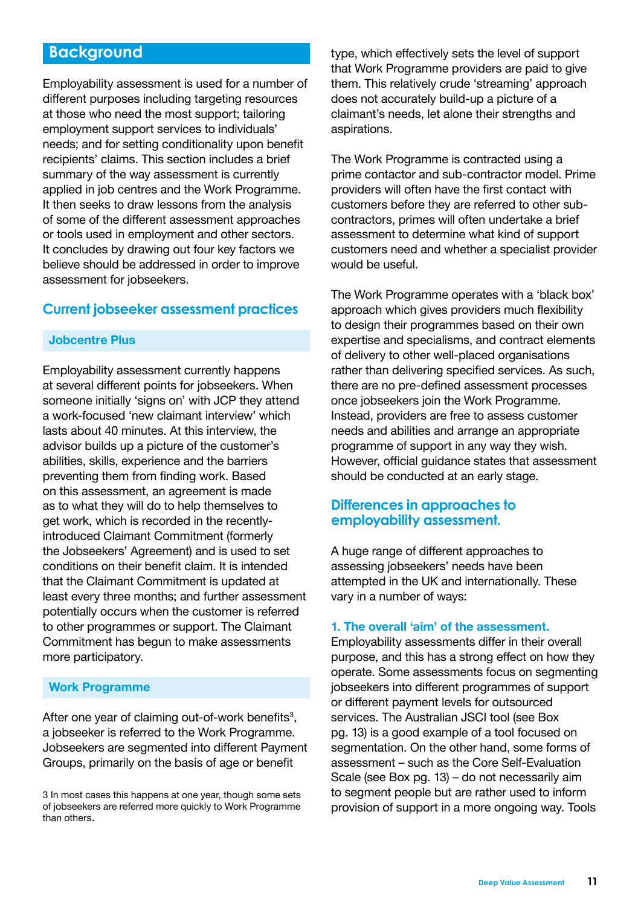## Background

Employability assessment is used for a number of different purposes including targeting resources at those who need the most support; tailoring employment support services to individuals' needs; and for setting conditionality upon benefit recipients' claims. This section includes a brief summary of the way assessment is currently applied in job centres and the Work Programme. It then seeks to draw lessons from the analysis of some of the different assessment approaches or tools used in employment and other sectors. It concludes by drawing out four key factors we believe should be addressed in order to improve assessment for jobseekers.

### Current jobseeker assessment practices

#### Jobcentre Plus

Employability assessment currently happens at several different points for jobseekers. When someone initially 'signs on' with JCP they attend a work-focused 'new claimant interview' which lasts about 40 minutes. At this interview, the advisor builds up a picture of the customer's abilities, skills, experience and the barriers preventing them from finding work. Based on this assessment, an agreement is made as to what they will do to help themselves to get work, which is recorded in the recently-introduced Claimant Commitment (formerly the Jobseekers' Agreement) and is used to set conditions on their benefit claim. It is intended that the Claimant Commitment is updated at least every three months; and further assessment potentially occurs when the customer is referred to other programmes or support. The Claimant Commitment has begun to make assessments more participatory.

#### Work Programme

After one year of claiming out-of-work benefits[3], a jobseeker is referred to the Work Programme. Jobseekers are segmented into different Payment Groups, primarily on the basis of age or benefit type, which effectively sets the level of support that Work Programme providers are paid to give them. This relatively crude 'streaming' approach does not accurately build-up a picture of a claimant's needs, let alone their strengths and aspirations.

The Work Programme is contracted using a prime contactor and sub-contractor model. Prime providers will often have the first contact with customers before they are referred to other sub-contractors, primes will often undertake a brief assessment to determine what kind of support customers need and whether a specialist provider would be useful.

The Work Programme operates with a 'black box' approach which gives providers much flexibility to design their programmes based on their own expertise and specialisms, and contract elements of delivery to other well-placed organisations rather than delivering specified services. As such, there are no pre-defined assessment processes once jobseekers join the Work Programme. Instead, providers are free to assess customer needs and abilities and arrange an appropriate programme of support in any way they wish. However, official guidance states that assessment should be conducted at an early stage.

### Differences in approaches to employability assessment.

A huge range of different approaches to assessing jobseekers' needs have been attempted in the UK and internationally. These vary in a number of ways:

**1. The overall 'aim' of the assessment.**
Employability assessments differ in their overall purpose, and this has a strong effect on how they operate. Some assessments focus on segmenting jobseekers into different programmes of support or different payment levels for outsourced services. The Australian JSCI tool (see Box pg. 13) is a good example of a tool focused on segmentation. On the other hand, some forms of assessment – such as the Core Self-Evaluation Scale (see Box pg. 13) – do not necessarily aim to segment people but are rather used to inform provision of support in a more ongoing way. Tools

3 In most cases this happens at one year, though some sets of jobseekers are referred more quickly to Work Programme than others.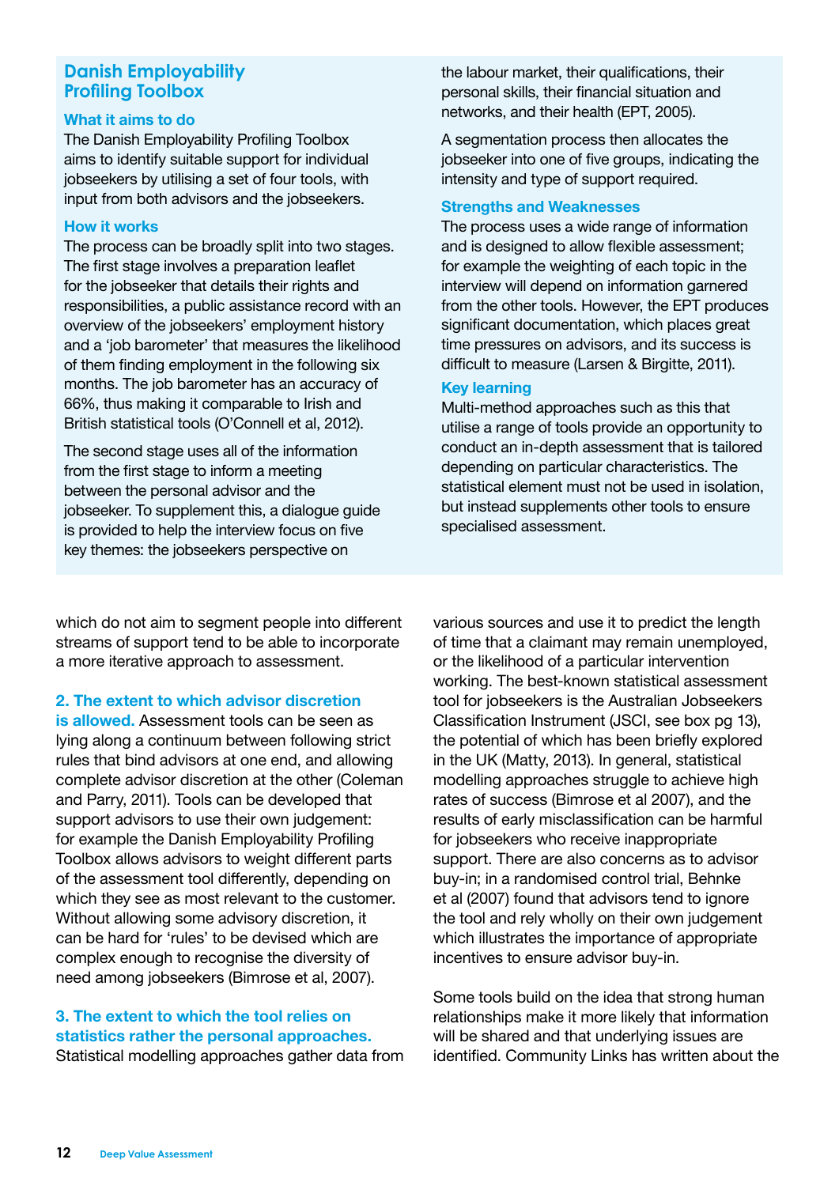## Danish Employability Profiling Toolbox

### What it aims to do

The Danish Employability Profiling Toolbox aims to identify suitable support for individual jobseekers by utilising a set of four tools, with input from both advisors and the jobseekers.

### How it works

The process can be broadly split into two stages. The first stage involves a preparation leaflet for the jobseeker that details their rights and responsibilities, a public assistance record with an overview of the jobseekers' employment history and a 'job barometer' that measures the likelihood of them finding employment in the following six months. The job barometer has an accuracy of 66%, thus making it comparable to Irish and British statistical tools (O'Connell et al, 2012).

The second stage uses all of the information from the first stage to inform a meeting between the personal advisor and the jobseeker. To supplement this, a dialogue guide is provided to help the interview focus on five key themes: the jobseekers perspective on the labour market, their qualifications, their personal skills, their financial situation and networks, and their health (EPT, 2005).

A segmentation process then allocates the jobseeker into one of five groups, indicating the intensity and type of support required.

### Strengths and Weaknesses

The process uses a wide range of information and is designed to allow flexible assessment; for example the weighting of each topic in the interview will depend on information garnered from the other tools. However, the EPT produces significant documentation, which places great time pressures on advisors, and its success is difficult to measure (Larsen & Birgitte, 2011).

### Key learning

Multi-method approaches such as this that utilise a range of tools provide an opportunity to conduct an in-depth assessment that is tailored depending on particular characteristics. The statistical element must not be used in isolation, but instead supplements other tools to ensure specialised assessment.

---

which do not aim to segment people into different streams of support tend to be able to incorporate a more iterative approach to assessment.

**2. The extent to which advisor discretion is allowed.** Assessment tools can be seen as lying along a continuum between following strict rules that bind advisors at one end, and allowing complete advisor discretion at the other (Coleman and Parry, 2011). Tools can be developed that support advisors to use their own judgement: for example the Danish Employability Profiling Toolbox allows advisors to weight different parts of the assessment tool differently, depending on which they see as most relevant to the customer. Without allowing some advisory discretion, it can be hard for 'rules' to be devised which are complex enough to recognise the diversity of need among jobseekers (Bimrose et al, 2007).

**3. The extent to which the tool relies on statistics rather the personal approaches.** Statistical modelling approaches gather data from various sources and use it to predict the length of time that a claimant may remain unemployed, or the likelihood of a particular intervention working. The best-known statistical assessment tool for jobseekers is the Australian Jobseekers Classification Instrument (JSCI, see box pg 13), the potential of which has been briefly explored in the UK (Matty, 2013). In general, statistical modelling approaches struggle to achieve high rates of success (Bimrose et al 2007), and the results of early misclassification can be harmful for jobseekers who receive inappropriate support. There are also concerns as to advisor buy-in; in a randomised control trial, Behnke et al (2007) found that advisors tend to ignore the tool and rely wholly on their own judgement which illustrates the importance of appropriate incentives to ensure advisor buy-in.

Some tools build on the idea that strong human relationships make it more likely that information will be shared and that underlying issues are identified. Community Links has written about the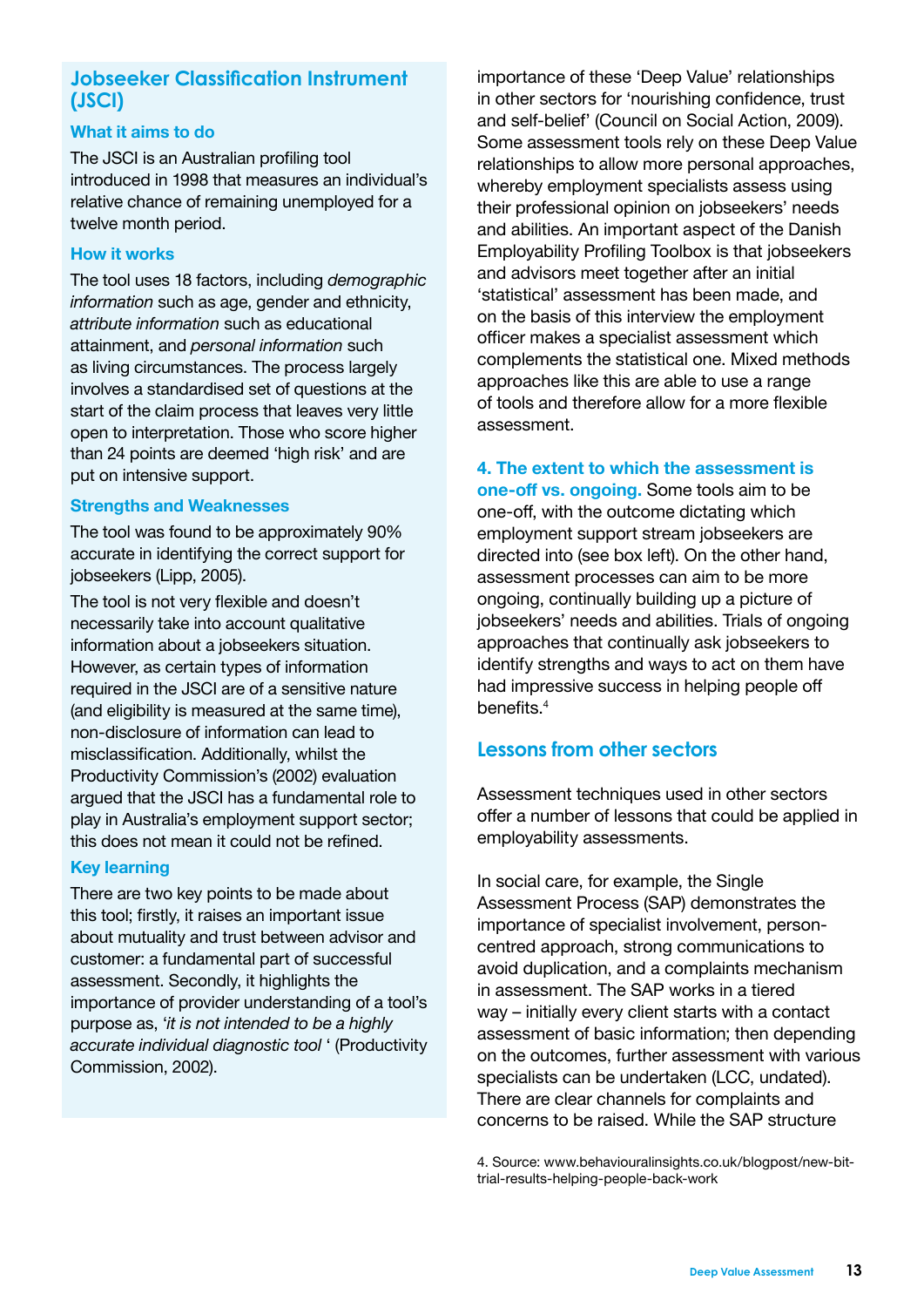## Jobseeker Classification Instrument (JSCI)

### What it aims to do

The JSCI is an Australian profiling tool introduced in 1998 that measures an individual's relative chance of remaining unemployed for a twelve month period.

### How it works

The tool uses 18 factors, including *demographic information* such as age, gender and ethnicity, *attribute information* such as educational attainment, and *personal information* such as living circumstances. The process largely involves a standardised set of questions at the start of the claim process that leaves very little open to interpretation. Those who score higher than 24 points are deemed 'high risk' and are put on intensive support.

### Strengths and Weaknesses

The tool was found to be approximately 90% accurate in identifying the correct support for jobseekers (Lipp, 2005).

The tool is not very flexible and doesn't necessarily take into account qualitative information about a jobseekers situation. However, as certain types of information required in the JSCI are of a sensitive nature (and eligibility is measured at the same time), non-disclosure of information can lead to misclassification. Additionally, whilst the Productivity Commission's (2002) evaluation argued that the JSCI has a fundamental role to play in Australia's employment support sector; this does not mean it could not be refined.

### Key learning

There are two key points to be made about this tool; firstly, it raises an important issue about mutuality and trust between advisor and customer: a fundamental part of successful assessment. Secondly, it highlights the importance of provider understanding of a tool's purpose as, '*it is not intended to be a highly accurate individual diagnostic tool* ' (Productivity Commission, 2002).

importance of these 'Deep Value' relationships in other sectors for 'nourishing confidence, trust and self-belief' (Council on Social Action, 2009). Some assessment tools rely on these Deep Value relationships to allow more personal approaches, whereby employment specialists assess using their professional opinion on jobseekers' needs and abilities. An important aspect of the Danish Employability Profiling Toolbox is that jobseekers and advisors meet together after an initial 'statistical' assessment has been made, and on the basis of this interview the employment officer makes a specialist assessment which complements the statistical one. Mixed methods approaches like this are able to use a range of tools and therefore allow for a more flexible assessment.

**4. The extent to which the assessment is one-off vs. ongoing.** Some tools aim to be one-off, with the outcome dictating which employment support stream jobseekers are directed into (see box left). On the other hand, assessment processes can aim to be more ongoing, continually building up a picture of jobseekers' needs and abilities. Trials of ongoing approaches that continually ask jobseekers to identify strengths and ways to act on them have had impressive success in helping people off benefits.[4]

## Lessons from other sectors

Assessment techniques used in other sectors offer a number of lessons that could be applied in employability assessments.

In social care, for example, the Single Assessment Process (SAP) demonstrates the importance of specialist involvement, person-centred approach, strong communications to avoid duplication, and a complaints mechanism in assessment. The SAP works in a tiered way – initially every client starts with a contact assessment of basic information; then depending on the outcomes, further assessment with various specialists can be undertaken (LCC, undated). There are clear channels for complaints and concerns to be raised. While the SAP structure

4. Source: www.behaviouralinsights.co.uk/blogpost/new-bit-trial-results-helping-people-back-work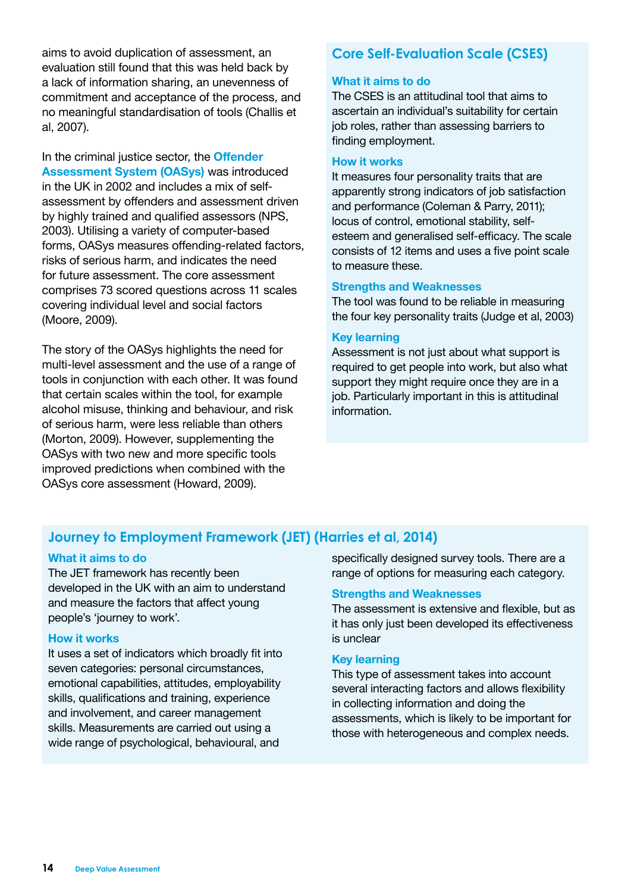aims to avoid duplication of assessment, an evaluation still found that this was held back by a lack of information sharing, an unevenness of commitment and acceptance of the process, and no meaningful standardisation of tools (Challis et al, 2007).

In the criminal justice sector, the **Offender Assessment System (OASys)** was introduced in the UK in 2002 and includes a mix of self-assessment by offenders and assessment driven by highly trained and qualified assessors (NPS, 2003). Utilising a variety of computer-based forms, OASys measures offending-related factors, risks of serious harm, and indicates the need for future assessment. The core assessment comprises 73 scored questions across 11 scales covering individual level and social factors (Moore, 2009).

The story of the OASys highlights the need for multi-level assessment and the use of a range of tools in conjunction with each other. It was found that certain scales within the tool, for example alcohol misuse, thinking and behaviour, and risk of serious harm, were less reliable than others (Morton, 2009). However, supplementing the OASys with two new and more specific tools improved predictions when combined with the OASys core assessment (Howard, 2009).

## Core Self-Evaluation Scale (CSES)

### What it aims to do

The CSES is an attitudinal tool that aims to ascertain an individual's suitability for certain job roles, rather than assessing barriers to finding employment.

### How it works

It measures four personality traits that are apparently strong indicators of job satisfaction and performance (Coleman & Parry, 2011); locus of control, emotional stability, self-esteem and generalised self-efficacy. The scale consists of 12 items and uses a five point scale to measure these.

### Strengths and Weaknesses

The tool was found to be reliable in measuring the four key personality traits (Judge et al, 2003)

### Key learning

Assessment is not just about what support is required to get people into work, but also what support they might require once they are in a job. Particularly important in this is attitudinal information.

## Journey to Employment Framework (JET) (Harries et al, 2014)

### What it aims to do

The JET framework has recently been developed in the UK with an aim to understand and measure the factors that affect young people's 'journey to work'.

### How it works

It uses a set of indicators which broadly fit into seven categories: personal circumstances, emotional capabilities, attitudes, employability skills, qualifications and training, experience and involvement, and career management skills. Measurements are carried out using a wide range of psychological, behavioural, and specifically designed survey tools. There are a range of options for measuring each category.

### Strengths and Weaknesses

The assessment is extensive and flexible, but as it has only just been developed its effectiveness is unclear

### Key learning

This type of assessment takes into account several interacting factors and allows flexibility in collecting information and doing the assessments, which is likely to be important for those with heterogeneous and complex needs.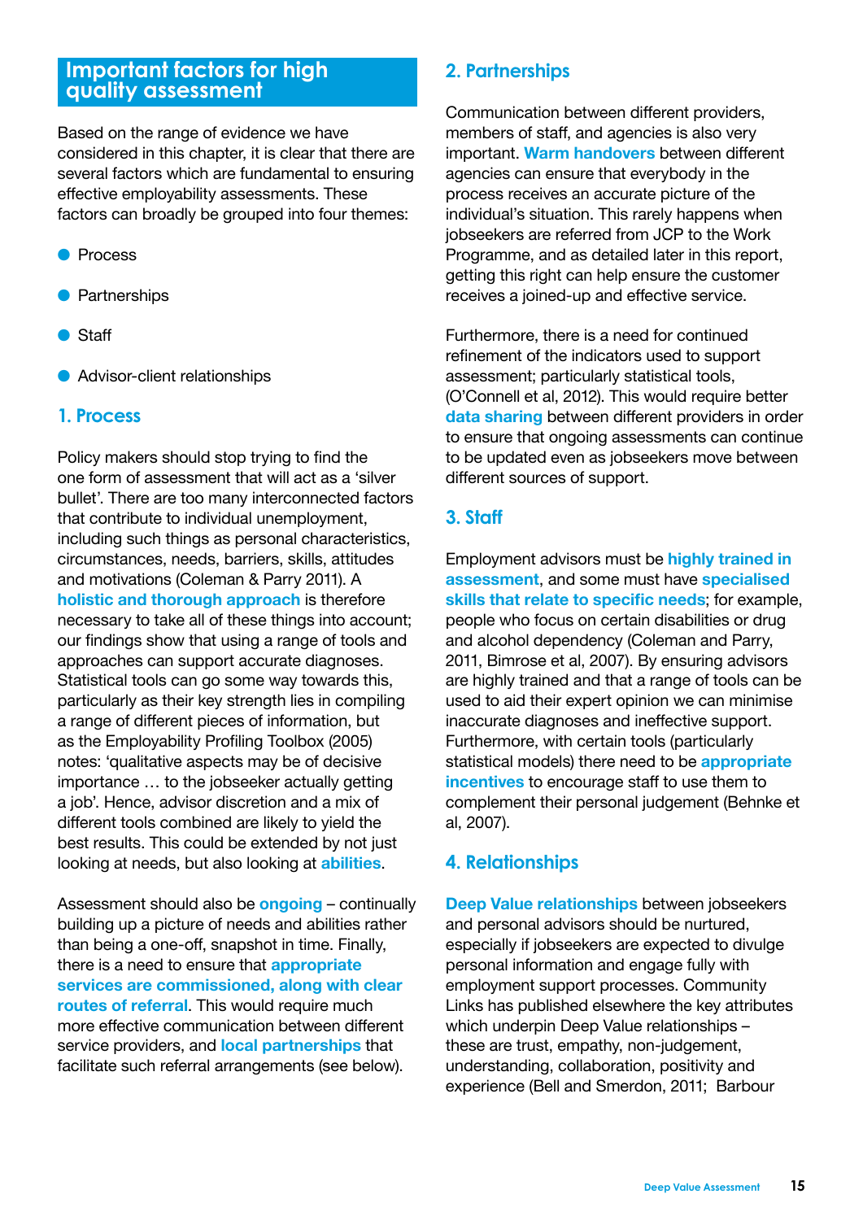## Important factors for high quality assessment

Based on the range of evidence we have considered in this chapter, it is clear that there are several factors which are fundamental to ensuring effective employability assessments. These factors can broadly be grouped into four themes:

- Process
- Partnerships
- Staff
- Advisor-client relationships

### 1. Process

Policy makers should stop trying to find the one form of assessment that will act as a 'silver bullet'. There are too many interconnected factors that contribute to individual unemployment, including such things as personal characteristics, circumstances, needs, barriers, skills, attitudes and motivations (Coleman & Parry 2011). A **holistic and thorough approach** is therefore necessary to take all of these things into account; our findings show that using a range of tools and approaches can support accurate diagnoses. Statistical tools can go some way towards this, particularly as their key strength lies in compiling a range of different pieces of information, but as the Employability Profiling Toolbox (2005) notes: 'qualitative aspects may be of decisive importance … to the jobseeker actually getting a job'. Hence, advisor discretion and a mix of different tools combined are likely to yield the best results. This could be extended by not just looking at needs, but also looking at **abilities**.

Assessment should also be **ongoing** – continually building up a picture of needs and abilities rather than being a one-off, snapshot in time. Finally, there is a need to ensure that **appropriate services are commissioned, along with clear routes of referral**. This would require much more effective communication between different service providers, and **local partnerships** that facilitate such referral arrangements (see below).

### 2. Partnerships

Communication between different providers, members of staff, and agencies is also very important. **Warm handovers** between different agencies can ensure that everybody in the process receives an accurate picture of the individual's situation. This rarely happens when jobseekers are referred from JCP to the Work Programme, and as detailed later in this report, getting this right can help ensure the customer receives a joined-up and effective service.

Furthermore, there is a need for continued refinement of the indicators used to support assessment; particularly statistical tools, (O'Connell et al, 2012). This would require better **data sharing** between different providers in order to ensure that ongoing assessments can continue to be updated even as jobseekers move between different sources of support.

### 3. Staff

Employment advisors must be **highly trained in assessment**, and some must have **specialised skills that relate to specific needs**; for example, people who focus on certain disabilities or drug and alcohol dependency (Coleman and Parry, 2011, Bimrose et al, 2007). By ensuring advisors are highly trained and that a range of tools can be used to aid their expert opinion we can minimise inaccurate diagnoses and ineffective support. Furthermore, with certain tools (particularly statistical models) there need to be **appropriate incentives** to encourage staff to use them to complement their personal judgement (Behnke et al, 2007).

### 4. Relationships

**Deep Value relationships** between jobseekers and personal advisors should be nurtured, especially if jobseekers are expected to divulge personal information and engage fully with employment support processes. Community Links has published elsewhere the key attributes which underpin Deep Value relationships – these are trust, empathy, non-judgement, understanding, collaboration, positivity and experience (Bell and Smerdon, 2011; Barbour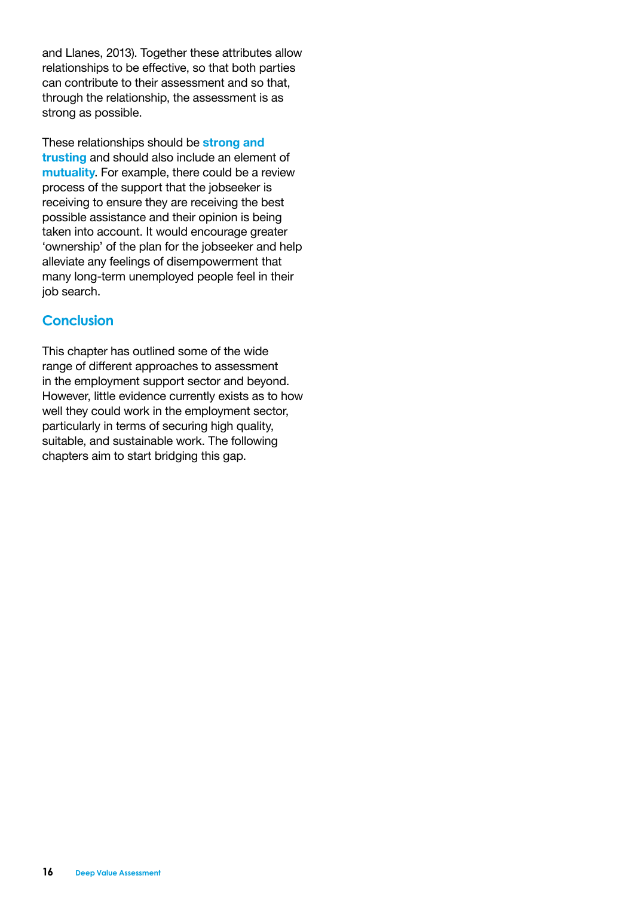and Llanes, 2013). Together these attributes allow relationships to be effective, so that both parties can contribute to their assessment and so that, through the relationship, the assessment is as strong as possible.

These relationships should be **strong and trusting** and should also include an element of **mutuality**. For example, there could be a review process of the support that the jobseeker is receiving to ensure they are receiving the best possible assistance and their opinion is being taken into account. It would encourage greater 'ownership' of the plan for the jobseeker and help alleviate any feelings of disempowerment that many long-term unemployed people feel in their job search.

## Conclusion

This chapter has outlined some of the wide range of different approaches to assessment in the employment support sector and beyond. However, little evidence currently exists as to how well they could work in the employment sector, particularly in terms of securing high quality, suitable, and sustainable work. The following chapters aim to start bridging this gap.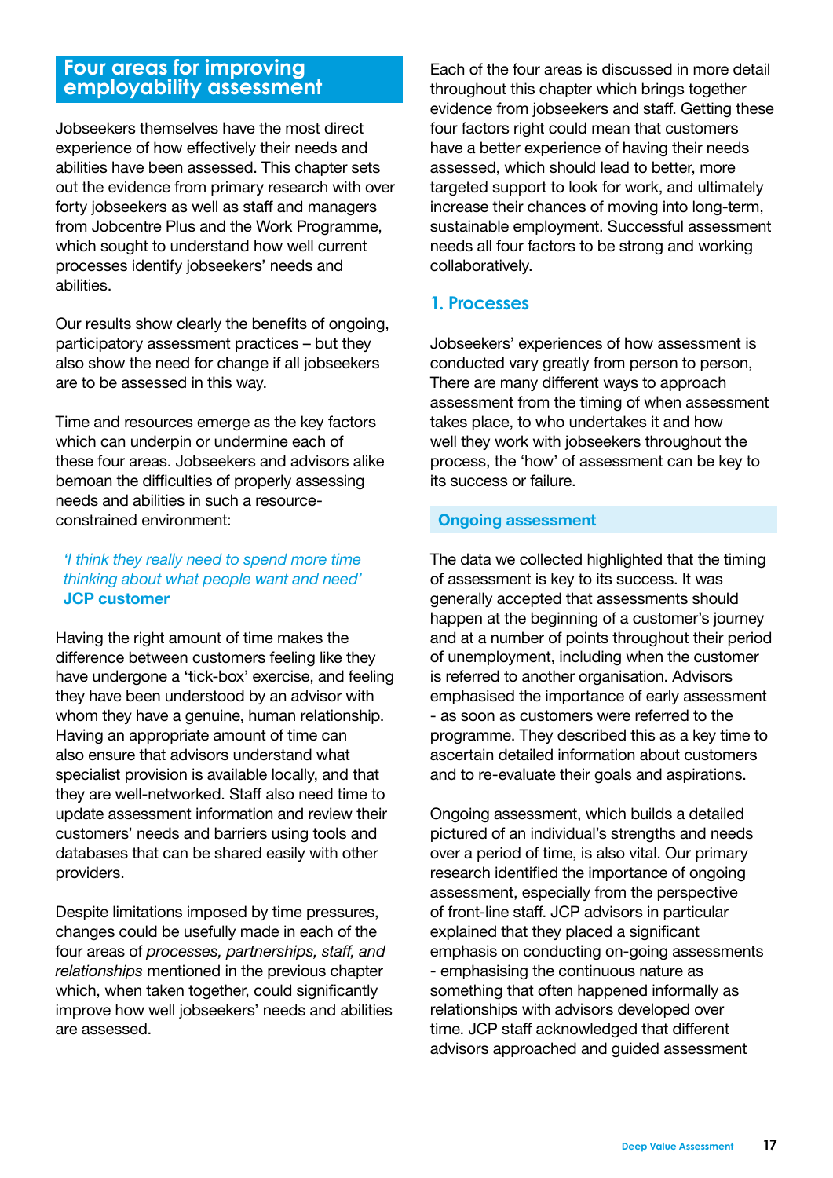## Four areas for improving employability assessment

Jobseekers themselves have the most direct experience of how effectively their needs and abilities have been assessed. This chapter sets out the evidence from primary research with over forty jobseekers as well as staff and managers from Jobcentre Plus and the Work Programme, which sought to understand how well current processes identify jobseekers' needs and abilities.

Our results show clearly the benefits of ongoing, participatory assessment practices – but they also show the need for change if all jobseekers are to be assessed in this way.

Time and resources emerge as the key factors which can underpin or undermine each of these four areas. Jobseekers and advisors alike bemoan the difficulties of properly assessing needs and abilities in such a resource-constrained environment:

> *'I think they really need to spend more time thinking about what people want and need'*
> **JCP customer**

Having the right amount of time makes the difference between customers feeling like they have undergone a 'tick-box' exercise, and feeling they have been understood by an advisor with whom they have a genuine, human relationship. Having an appropriate amount of time can also ensure that advisors understand what specialist provision is available locally, and that they are well-networked. Staff also need time to update assessment information and review their customers' needs and barriers using tools and databases that can be shared easily with other providers.

Despite limitations imposed by time pressures, changes could be usefully made in each of the four areas of *processes, partnerships, staff, and relationships* mentioned in the previous chapter which, when taken together, could significantly improve how well jobseekers' needs and abilities are assessed.

Each of the four areas is discussed in more detail throughout this chapter which brings together evidence from jobseekers and staff. Getting these four factors right could mean that customers have a better experience of having their needs assessed, which should lead to better, more targeted support to look for work, and ultimately increase their chances of moving into long-term, sustainable employment. Successful assessment needs all four factors to be strong and working collaboratively.

### 1. Processes

Jobseekers' experiences of how assessment is conducted vary greatly from person to person, There are many different ways to approach assessment from the timing of when assessment takes place, to who undertakes it and how well they work with jobseekers throughout the process, the 'how' of assessment can be key to its success or failure.

#### Ongoing assessment

The data we collected highlighted that the timing of assessment is key to its success. It was generally accepted that assessments should happen at the beginning of a customer's journey and at a number of points throughout their period of unemployment, including when the customer is referred to another organisation. Advisors emphasised the importance of early assessment - as soon as customers were referred to the programme. They described this as a key time to ascertain detailed information about customers and to re-evaluate their goals and aspirations.

Ongoing assessment, which builds a detailed pictured of an individual's strengths and needs over a period of time, is also vital. Our primary research identified the importance of ongoing assessment, especially from the perspective of front-line staff. JCP advisors in particular explained that they placed a significant emphasis on conducting on-going assessments - emphasising the continuous nature as something that often happened informally as relationships with advisors developed over time. JCP staff acknowledged that different advisors approached and guided assessment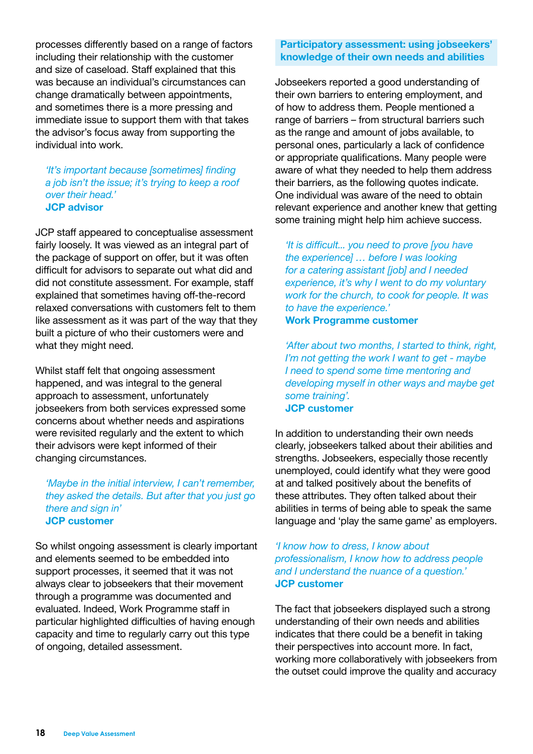processes differently based on a range of factors including their relationship with the customer and size of caseload. Staff explained that this was because an individual's circumstances can change dramatically between appointments, and sometimes there is a more pressing and immediate issue to support them with that takes the advisor's focus away from supporting the individual into work.

> *'It's important because [sometimes] finding a job isn't the issue; it's trying to keep a roof over their head.'*
> **JCP advisor**

JCP staff appeared to conceptualise assessment fairly loosely. It was viewed as an integral part of the package of support on offer, but it was often difficult for advisors to separate out what did and did not constitute assessment. For example, staff explained that sometimes having off-the-record relaxed conversations with customers felt to them like assessment as it was part of the way that they built a picture of who their customers were and what they might need.

Whilst staff felt that ongoing assessment happened, and was integral to the general approach to assessment, unfortunately jobseekers from both services expressed some concerns about whether needs and aspirations were revisited regularly and the extent to which their advisors were kept informed of their changing circumstances.

> *'Maybe in the initial interview, I can't remember, they asked the details. But after that you just go there and sign in'*
> **JCP customer**

So whilst ongoing assessment is clearly important and elements seemed to be embedded into support processes, it seemed that it was not always clear to jobseekers that their movement through a programme was documented and evaluated. Indeed, Work Programme staff in particular highlighted difficulties of having enough capacity and time to regularly carry out this type of ongoing, detailed assessment.

### Participatory assessment: using jobseekers' knowledge of their own needs and abilities

Jobseekers reported a good understanding of their own barriers to entering employment, and of how to address them. People mentioned a range of barriers – from structural barriers such as the range and amount of jobs available, to personal ones, particularly a lack of confidence or appropriate qualifications. Many people were aware of what they needed to help them address their barriers, as the following quotes indicate. One individual was aware of the need to obtain relevant experience and another knew that getting some training might help him achieve success.

> *'It is difficult... you need to prove [you have the experience] … before I was looking for a catering assistant [job] and I needed experience, it's why I went to do my voluntary work for the church, to cook for people. It was to have the experience.'*
> **Work Programme customer**

> *'After about two months, I started to think, right, I'm not getting the work I want to get - maybe I need to spend some time mentoring and developing myself in other ways and maybe get some training'.*
> **JCP customer**

In addition to understanding their own needs clearly, jobseekers talked about their abilities and strengths. Jobseekers, especially those recently unemployed, could identify what they were good at and talked positively about the benefits of these attributes. They often talked about their abilities in terms of being able to speak the same language and 'play the same game' as employers.

> *'I know how to dress, I know about professionalism, I know how to address people and I understand the nuance of a question.'*
> **JCP customer**

The fact that jobseekers displayed such a strong understanding of their own needs and abilities indicates that there could be a benefit in taking their perspectives into account more. In fact, working more collaboratively with jobseekers from the outset could improve the quality and accuracy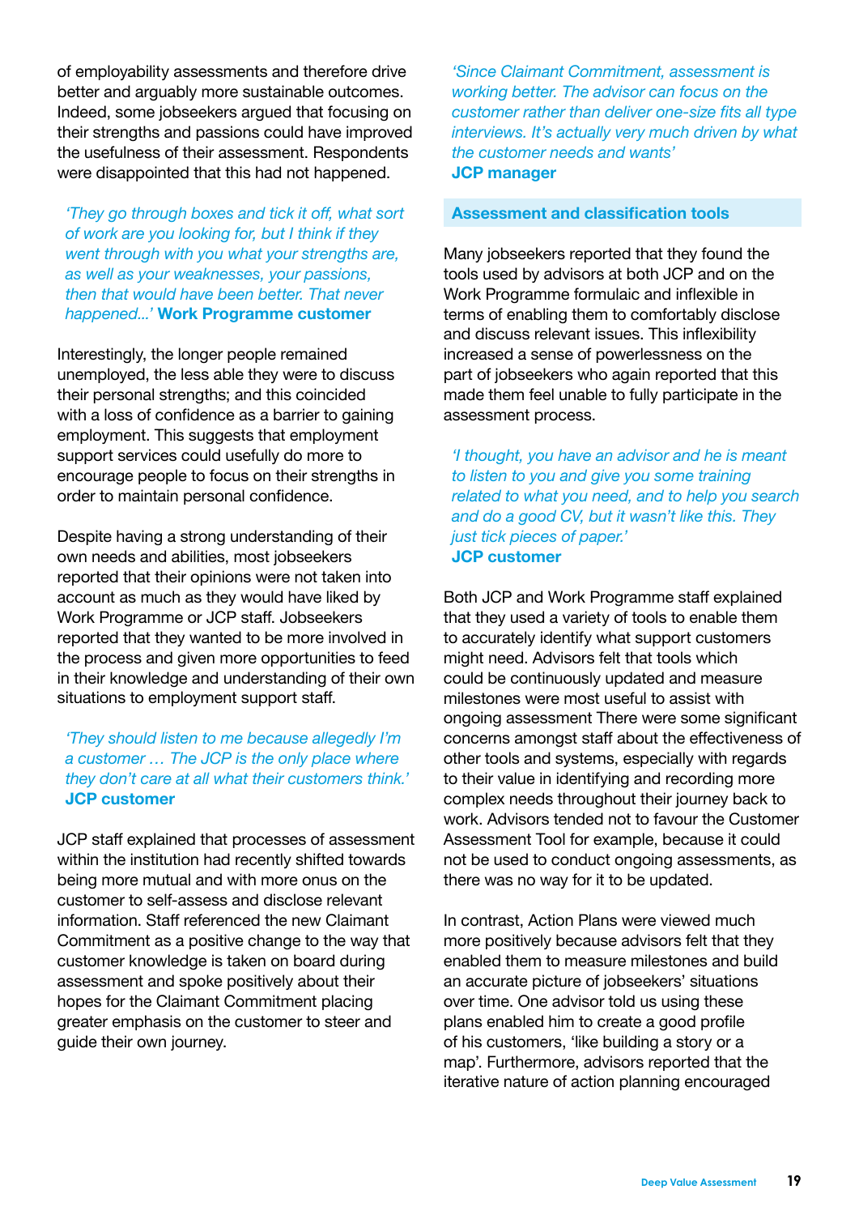of employability assessments and therefore drive better and arguably more sustainable outcomes. Indeed, some jobseekers argued that focusing on their strengths and passions could have improved the usefulness of their assessment. Respondents were disappointed that this had not happened.

> *'They go through boxes and tick it off, what sort of work are you looking for, but I think if they went through with you what your strengths are, as well as your weaknesses, your passions, then that would have been better. That never happened...'* **Work Programme customer**

Interestingly, the longer people remained unemployed, the less able they were to discuss their personal strengths; and this coincided with a loss of confidence as a barrier to gaining employment. This suggests that employment support services could usefully do more to encourage people to focus on their strengths in order to maintain personal confidence.

Despite having a strong understanding of their own needs and abilities, most jobseekers reported that their opinions were not taken into account as much as they would have liked by Work Programme or JCP staff. Jobseekers reported that they wanted to be more involved in the process and given more opportunities to feed in their knowledge and understanding of their own situations to employment support staff.

> *'They should listen to me because allegedly I'm a customer … The JCP is the only place where they don't care at all what their customers think.'*
> **JCP customer**

JCP staff explained that processes of assessment within the institution had recently shifted towards being more mutual and with more onus on the customer to self-assess and disclose relevant information. Staff referenced the new Claimant Commitment as a positive change to the way that customer knowledge is taken on board during assessment and spoke positively about their hopes for the Claimant Commitment placing greater emphasis on the customer to steer and guide their own journey.

> *'Since Claimant Commitment, assessment is working better. The advisor can focus on the customer rather than deliver one-size fits all type interviews. It's actually very much driven by what the customer needs and wants'*
> **JCP manager**

### Assessment and classification tools

Many jobseekers reported that they found the tools used by advisors at both JCP and on the Work Programme formulaic and inflexible in terms of enabling them to comfortably disclose and discuss relevant issues. This inflexibility increased a sense of powerlessness on the part of jobseekers who again reported that this made them feel unable to fully participate in the assessment process.

> *'I thought, you have an advisor and he is meant to listen to you and give you some training related to what you need, and to help you search and do a good CV, but it wasn't like this. They just tick pieces of paper.'*
> **JCP customer**

Both JCP and Work Programme staff explained that they used a variety of tools to enable them to accurately identify what support customers might need. Advisors felt that tools which could be continuously updated and measure milestones were most useful to assist with ongoing assessment There were some significant concerns amongst staff about the effectiveness of other tools and systems, especially with regards to their value in identifying and recording more complex needs throughout their journey back to work. Advisors tended not to favour the Customer Assessment Tool for example, because it could not be used to conduct ongoing assessments, as there was no way for it to be updated.

In contrast, Action Plans were viewed much more positively because advisors felt that they enabled them to measure milestones and build an accurate picture of jobseekers' situations over time. One advisor told us using these plans enabled him to create a good profile of his customers, 'like building a story or a map'. Furthermore, advisors reported that the iterative nature of action planning encouraged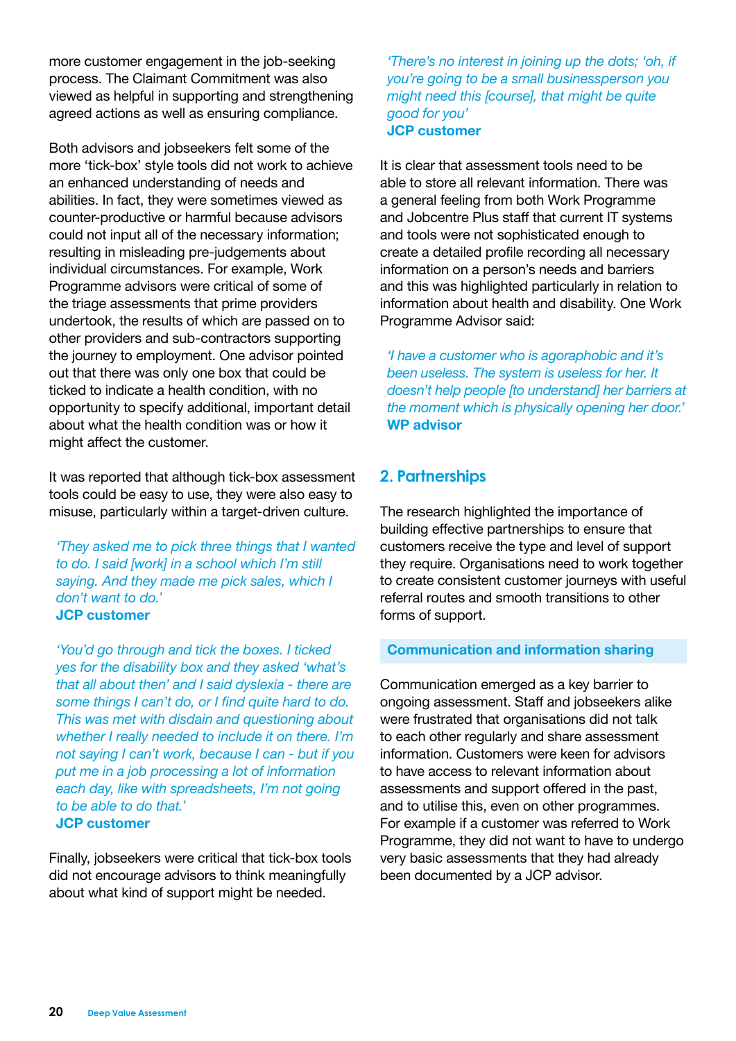more customer engagement in the job-seeking process. The Claimant Commitment was also viewed as helpful in supporting and strengthening agreed actions as well as ensuring compliance.

Both advisors and jobseekers felt some of the more 'tick-box' style tools did not work to achieve an enhanced understanding of needs and abilities. In fact, they were sometimes viewed as counter-productive or harmful because advisors could not input all of the necessary information; resulting in misleading pre-judgements about individual circumstances. For example, Work Programme advisors were critical of some of the triage assessments that prime providers undertook, the results of which are passed on to other providers and sub-contractors supporting the journey to employment. One advisor pointed out that there was only one box that could be ticked to indicate a health condition, with no opportunity to specify additional, important detail about what the health condition was or how it might affect the customer.

It was reported that although tick-box assessment tools could be easy to use, they were also easy to misuse, particularly within a target-driven culture.

*'They asked me to pick three things that I wanted to do. I said [work] in a school which I'm still saying. And they made me pick sales, which I don't want to do.'*
**JCP customer**

*'You'd go through and tick the boxes. I ticked yes for the disability box and they asked 'what's that all about then' and I said dyslexia - there are some things I can't do, or I find quite hard to do. This was met with disdain and questioning about whether I really needed to include it on there. I'm not saying I can't work, because I can - but if you put me in a job processing a lot of information each day, like with spreadsheets, I'm not going to be able to do that.'*
**JCP customer**

Finally, jobseekers were critical that tick-box tools did not encourage advisors to think meaningfully about what kind of support might be needed.

*'There's no interest in joining up the dots; 'oh, if you're going to be a small businessperson you might need this [course], that might be quite good for you'*
**JCP customer**

It is clear that assessment tools need to be able to store all relevant information. There was a general feeling from both Work Programme and Jobcentre Plus staff that current IT systems and tools were not sophisticated enough to create a detailed profile recording all necessary information on a person's needs and barriers and this was highlighted particularly in relation to information about health and disability. One Work Programme Advisor said:

*'I have a customer who is agoraphobic and it's been useless. The system is useless for her. It doesn't help people [to understand] her barriers at the moment which is physically opening her door.'*
**WP advisor**

## 2. Partnerships

The research highlighted the importance of building effective partnerships to ensure that customers receive the type and level of support they require. Organisations need to work together to create consistent customer journeys with useful referral routes and smooth transitions to other forms of support.

### Communication and information sharing

Communication emerged as a key barrier to ongoing assessment. Staff and jobseekers alike were frustrated that organisations did not talk to each other regularly and share assessment information. Customers were keen for advisors to have access to relevant information about assessments and support offered in the past, and to utilise this, even on other programmes. For example if a customer was referred to Work Programme, they did not want to have to undergo very basic assessments that they had already been documented by a JCP advisor.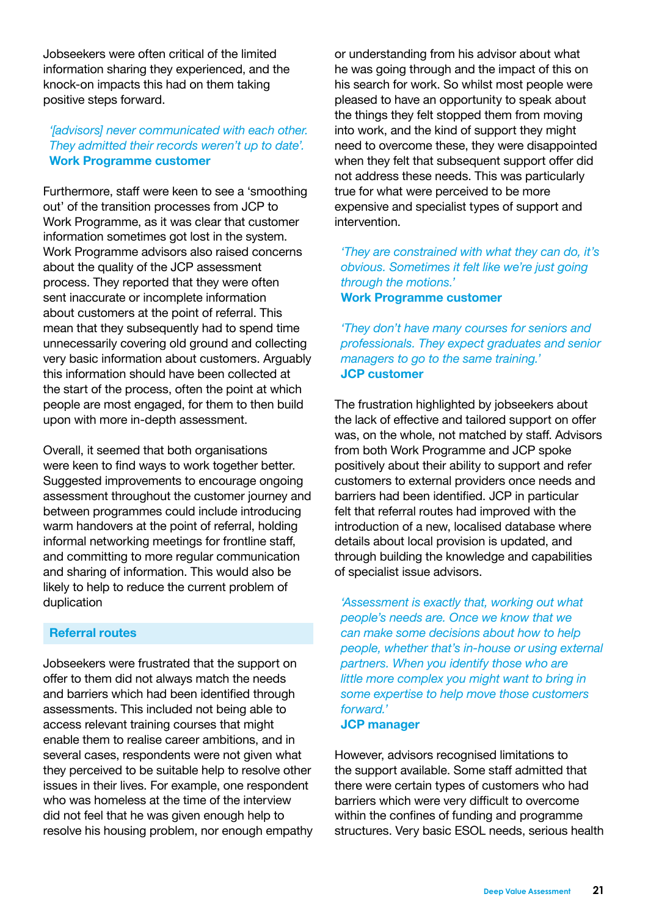Jobseekers were often critical of the limited information sharing they experienced, and the knock-on impacts this had on them taking positive steps forward.

> *'[advisors] never communicated with each other. They admitted their records weren't up to date'.*
> **Work Programme customer**

Furthermore, staff were keen to see a 'smoothing out' of the transition processes from JCP to Work Programme, as it was clear that customer information sometimes got lost in the system. Work Programme advisors also raised concerns about the quality of the JCP assessment process. They reported that they were often sent inaccurate or incomplete information about customers at the point of referral. This mean that they subsequently had to spend time unnecessarily covering old ground and collecting very basic information about customers. Arguably this information should have been collected at the start of the process, often the point at which people are most engaged, for them to then build upon with more in-depth assessment.

Overall, it seemed that both organisations were keen to find ways to work together better. Suggested improvements to encourage ongoing assessment throughout the customer journey and between programmes could include introducing warm handovers at the point of referral, holding informal networking meetings for frontline staff, and committing to more regular communication and sharing of information. This would also be likely to help to reduce the current problem of duplication

### Referral routes

Jobseekers were frustrated that the support on offer to them did not always match the needs and barriers which had been identified through assessments. This included not being able to access relevant training courses that might enable them to realise career ambitions, and in several cases, respondents were not given what they perceived to be suitable help to resolve other issues in their lives. For example, one respondent who was homeless at the time of the interview did not feel that he was given enough help to resolve his housing problem, nor enough empathy or understanding from his advisor about what he was going through and the impact of this on his search for work. So whilst most people were pleased to have an opportunity to speak about the things they felt stopped them from moving into work, and the kind of support they might need to overcome these, they were disappointed when they felt that subsequent support offer did not address these needs. This was particularly true for what were perceived to be more expensive and specialist types of support and intervention.

> *'They are constrained with what they can do, it's obvious. Sometimes it felt like we're just going through the motions.'*
> **Work Programme customer**

> *'They don't have many courses for seniors and professionals. They expect graduates and senior managers to go to the same training.'*
> **JCP customer**

The frustration highlighted by jobseekers about the lack of effective and tailored support on offer was, on the whole, not matched by staff. Advisors from both Work Programme and JCP spoke positively about their ability to support and refer customers to external providers once needs and barriers had been identified. JCP in particular felt that referral routes had improved with the introduction of a new, localised database where details about local provision is updated, and through building the knowledge and capabilities of specialist issue advisors.

> *'Assessment is exactly that, working out what people's needs are. Once we know that we can make some decisions about how to help people, whether that's in-house or using external partners. When you identify those who are little more complex you might want to bring in some expertise to help move those customers forward.'*
> **JCP manager**

However, advisors recognised limitations to the support available. Some staff admitted that there were certain types of customers who had barriers which were very difficult to overcome within the confines of funding and programme structures. Very basic ESOL needs, serious health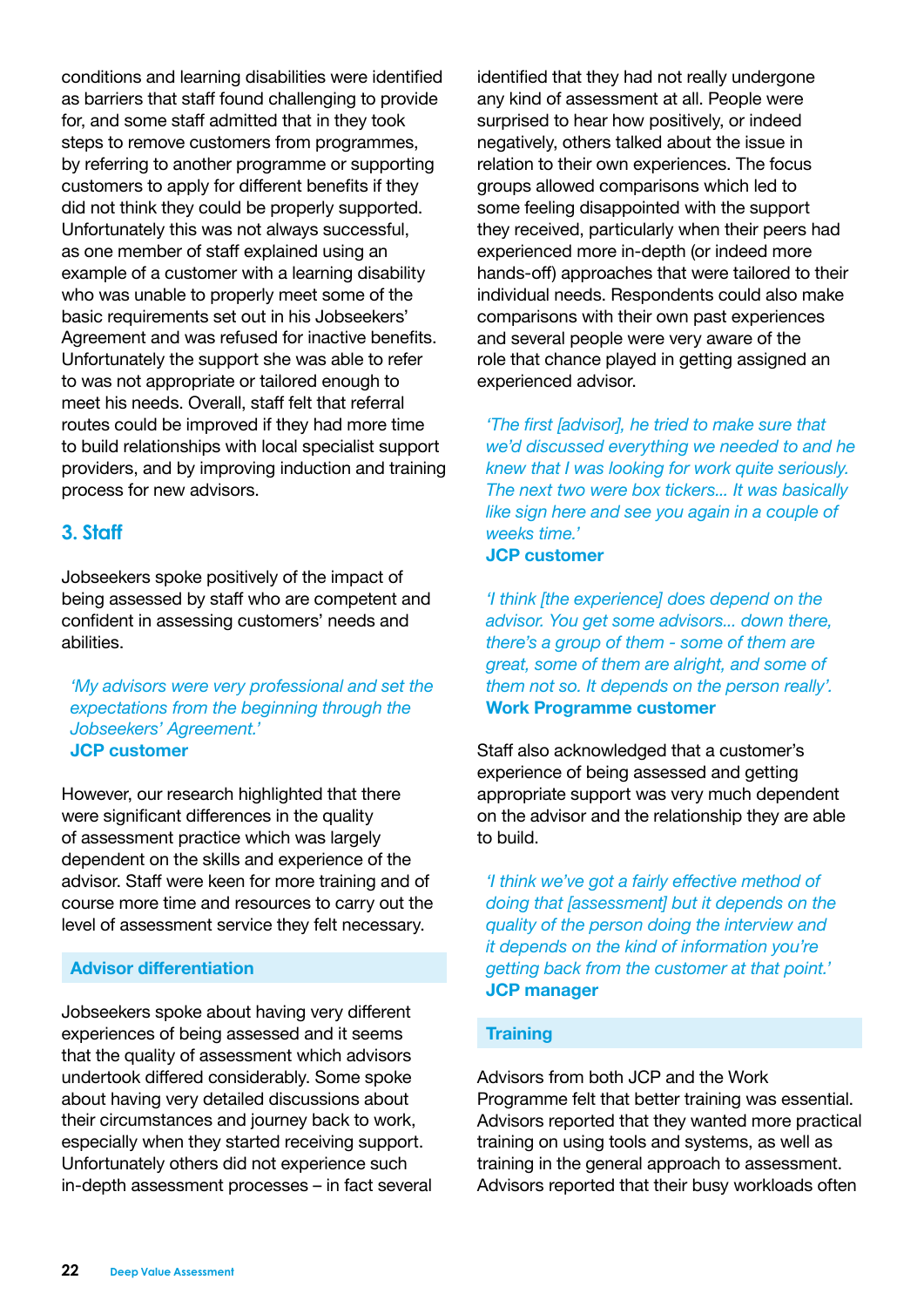conditions and learning disabilities were identified as barriers that staff found challenging to provide for, and some staff admitted that in they took steps to remove customers from programmes, by referring to another programme or supporting customers to apply for different benefits if they did not think they could be properly supported. Unfortunately this was not always successful, as one member of staff explained using an example of a customer with a learning disability who was unable to properly meet some of the basic requirements set out in his Jobseekers' Agreement and was refused for inactive benefits. Unfortunately the support she was able to refer to was not appropriate or tailored enough to meet his needs. Overall, staff felt that referral routes could be improved if they had more time to build relationships with local specialist support providers, and by improving induction and training process for new advisors.

## 3. Staff

Jobseekers spoke positively of the impact of being assessed by staff who are competent and confident in assessing customers' needs and abilities.

> *'My advisors were very professional and set the expectations from the beginning through the Jobseekers' Agreement.'*
> **JCP customer**

However, our research highlighted that there were significant differences in the quality of assessment practice which was largely dependent on the skills and experience of the advisor. Staff were keen for more training and of course more time and resources to carry out the level of assessment service they felt necessary.

### Advisor differentiation

Jobseekers spoke about having very different experiences of being assessed and it seems that the quality of assessment which advisors undertook differed considerably. Some spoke about having very detailed discussions about their circumstances and journey back to work, especially when they started receiving support. Unfortunately others did not experience such in-depth assessment processes – in fact several identified that they had not really undergone any kind of assessment at all. People were surprised to hear how positively, or indeed negatively, others talked about the issue in relation to their own experiences. The focus groups allowed comparisons which led to some feeling disappointed with the support they received, particularly when their peers had experienced more in-depth (or indeed more hands-off) approaches that were tailored to their individual needs. Respondents could also make comparisons with their own past experiences and several people were very aware of the role that chance played in getting assigned an experienced advisor.

> *'The first [advisor], he tried to make sure that we'd discussed everything we needed to and he knew that I was looking for work quite seriously. The next two were box tickers... It was basically like sign here and see you again in a couple of weeks time.'*
> **JCP customer**

> *'I think [the experience] does depend on the advisor. You get some advisors... down there, there's a group of them - some of them are great, some of them are alright, and some of them not so. It depends on the person really'.*
> **Work Programme customer**

Staff also acknowledged that a customer's experience of being assessed and getting appropriate support was very much dependent on the advisor and the relationship they are able to build.

> *'I think we've got a fairly effective method of doing that [assessment] but it depends on the quality of the person doing the interview and it depends on the kind of information you're getting back from the customer at that point.'*
> **JCP manager**

### Training

Advisors from both JCP and the Work Programme felt that better training was essential. Advisors reported that they wanted more practical training on using tools and systems, as well as training in the general approach to assessment. Advisors reported that their busy workloads often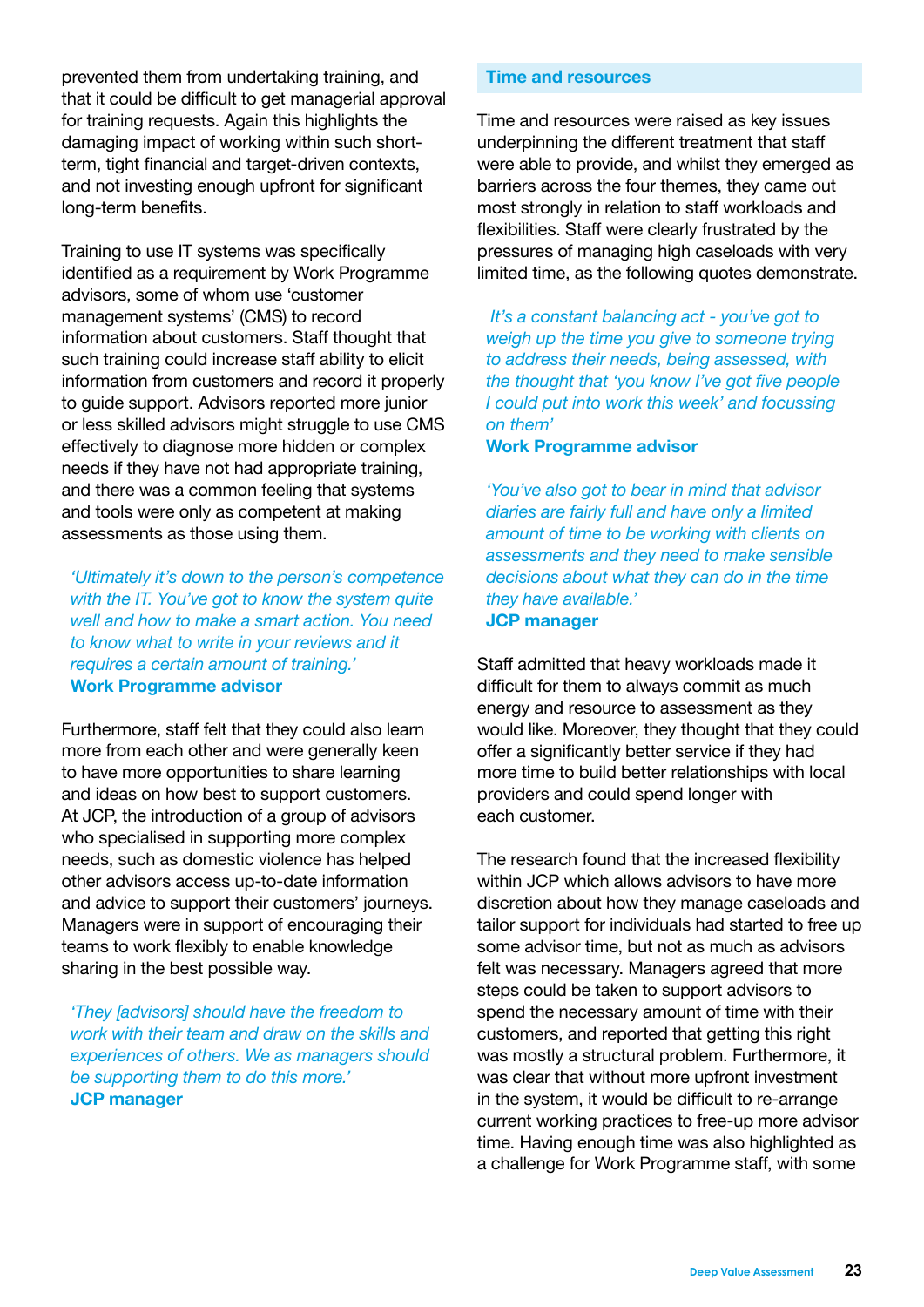prevented them from undertaking training, and that it could be difficult to get managerial approval for training requests. Again this highlights the damaging impact of working within such short-term, tight financial and target-driven contexts, and not investing enough upfront for significant long-term benefits.

Training to use IT systems was specifically identified as a requirement by Work Programme advisors, some of whom use 'customer management systems' (CMS) to record information about customers. Staff thought that such training could increase staff ability to elicit information from customers and record it properly to guide support. Advisors reported more junior or less skilled advisors might struggle to use CMS effectively to diagnose more hidden or complex needs if they have not had appropriate training, and there was a common feeling that systems and tools were only as competent at making assessments as those using them.

> *'Ultimately it's down to the person's competence with the IT. You've got to know the system quite well and how to make a smart action. You need to know what to write in your reviews and it requires a certain amount of training.'*
> **Work Programme advisor**

Furthermore, staff felt that they could also learn more from each other and were generally keen to have more opportunities to share learning and ideas on how best to support customers. At JCP, the introduction of a group of advisors who specialised in supporting more complex needs, such as domestic violence has helped other advisors access up-to-date information and advice to support their customers' journeys. Managers were in support of encouraging their teams to work flexibly to enable knowledge sharing in the best possible way.

> *'They [advisors] should have the freedom to work with their team and draw on the skills and experiences of others. We as managers should be supporting them to do this more.'*
> **JCP manager**

### Time and resources

Time and resources were raised as key issues underpinning the different treatment that staff were able to provide, and whilst they emerged as barriers across the four themes, they came out most strongly in relation to staff workloads and flexibilities. Staff were clearly frustrated by the pressures of managing high caseloads with very limited time, as the following quotes demonstrate.

> *It's a constant balancing act - you've got to weigh up the time you give to someone trying to address their needs, being assessed, with the thought that 'you know I've got five people I could put into work this week' and focussing on them'*
> **Work Programme advisor**

> *'You've also got to bear in mind that advisor diaries are fairly full and have only a limited amount of time to be working with clients on assessments and they need to make sensible decisions about what they can do in the time they have available.'*
> **JCP manager**

Staff admitted that heavy workloads made it difficult for them to always commit as much energy and resource to assessment as they would like. Moreover, they thought that they could offer a significantly better service if they had more time to build better relationships with local providers and could spend longer with each customer.

The research found that the increased flexibility within JCP which allows advisors to have more discretion about how they manage caseloads and tailor support for individuals had started to free up some advisor time, but not as much as advisors felt was necessary. Managers agreed that more steps could be taken to support advisors to spend the necessary amount of time with their customers, and reported that getting this right was mostly a structural problem. Furthermore, it was clear that without more upfront investment in the system, it would be difficult to re-arrange current working practices to free-up more advisor time. Having enough time was also highlighted as a challenge for Work Programme staff, with some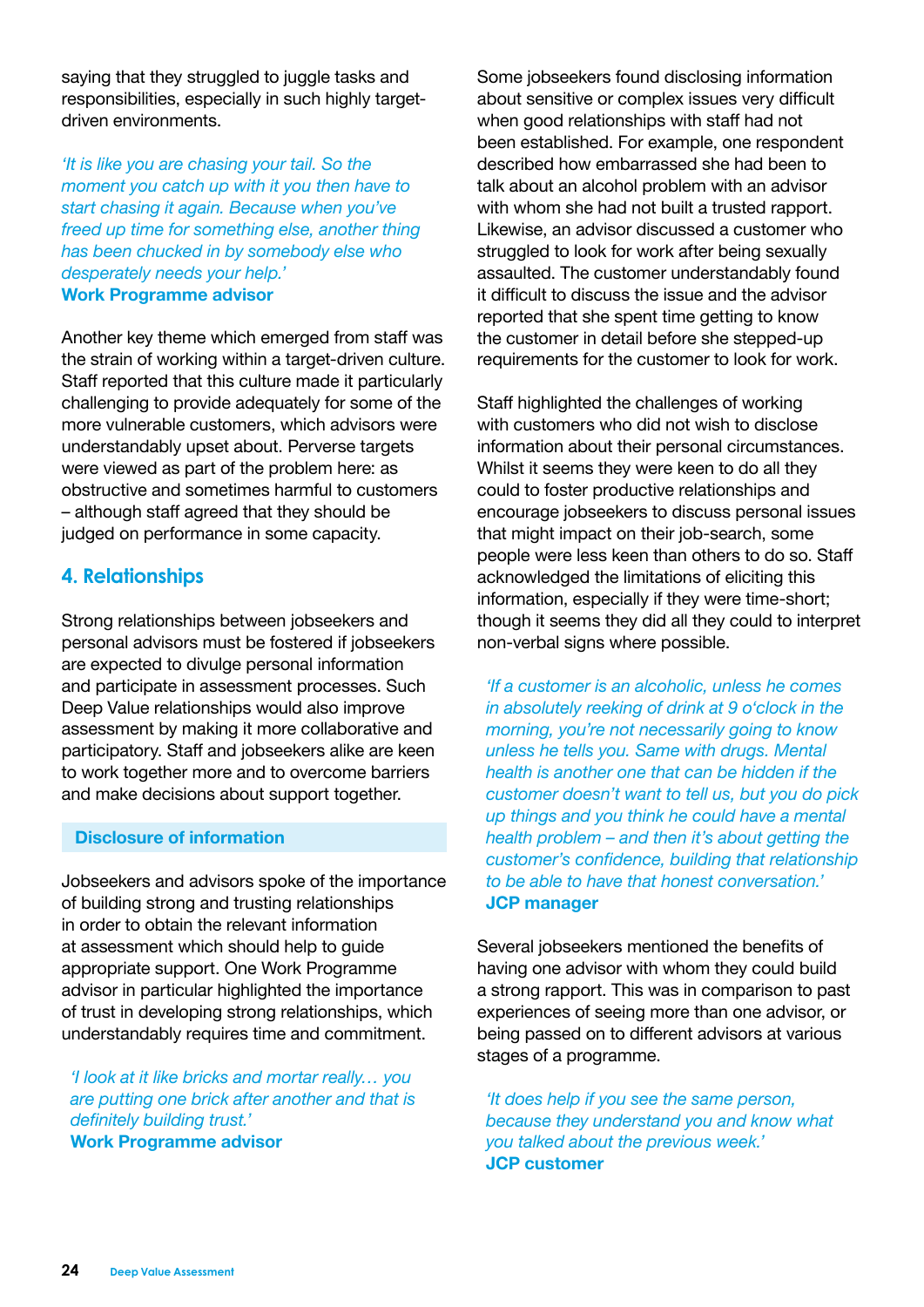saying that they struggled to juggle tasks and responsibilities, especially in such highly target-driven environments.

*'It is like you are chasing your tail. So the moment you catch up with it you then have to start chasing it again. Because when you've freed up time for something else, another thing has been chucked in by somebody else who desperately needs your help.'*
**Work Programme advisor**

Another key theme which emerged from staff was the strain of working within a target-driven culture. Staff reported that this culture made it particularly challenging to provide adequately for some of the more vulnerable customers, which advisors were understandably upset about. Perverse targets were viewed as part of the problem here: as obstructive and sometimes harmful to customers – although staff agreed that they should be judged on performance in some capacity.

## 4. Relationships

Strong relationships between jobseekers and personal advisors must be fostered if jobseekers are expected to divulge personal information and participate in assessment processes. Such Deep Value relationships would also improve assessment by making it more collaborative and participatory. Staff and jobseekers alike are keen to work together more and to overcome barriers and make decisions about support together.

### Disclosure of information

Jobseekers and advisors spoke of the importance of building strong and trusting relationships in order to obtain the relevant information at assessment which should help to guide appropriate support. One Work Programme advisor in particular highlighted the importance of trust in developing strong relationships, which understandably requires time and commitment.

*'I look at it like bricks and mortar really… you are putting one brick after another and that is definitely building trust.'*
**Work Programme advisor**

Some jobseekers found disclosing information about sensitive or complex issues very difficult when good relationships with staff had not been established. For example, one respondent described how embarrassed she had been to talk about an alcohol problem with an advisor with whom she had not built a trusted rapport. Likewise, an advisor discussed a customer who struggled to look for work after being sexually assaulted. The customer understandably found it difficult to discuss the issue and the advisor reported that she spent time getting to know the customer in detail before she stepped-up requirements for the customer to look for work.

Staff highlighted the challenges of working with customers who did not wish to disclose information about their personal circumstances. Whilst it seems they were keen to do all they could to foster productive relationships and encourage jobseekers to discuss personal issues that might impact on their job-search, some people were less keen than others to do so. Staff acknowledged the limitations of eliciting this information, especially if they were time-short; though it seems they did all they could to interpret non-verbal signs where possible.

*'If a customer is an alcoholic, unless he comes in absolutely reeking of drink at 9 o'clock in the morning, you're not necessarily going to know unless he tells you. Same with drugs. Mental health is another one that can be hidden if the customer doesn't want to tell us, but you do pick up things and you think he could have a mental health problem – and then it's about getting the customer's confidence, building that relationship to be able to have that honest conversation.'*
**JCP manager**

Several jobseekers mentioned the benefits of having one advisor with whom they could build a strong rapport. This was in comparison to past experiences of seeing more than one advisor, or being passed on to different advisors at various stages of a programme.

*'It does help if you see the same person, because they understand you and know what you talked about the previous week.'*
**JCP customer**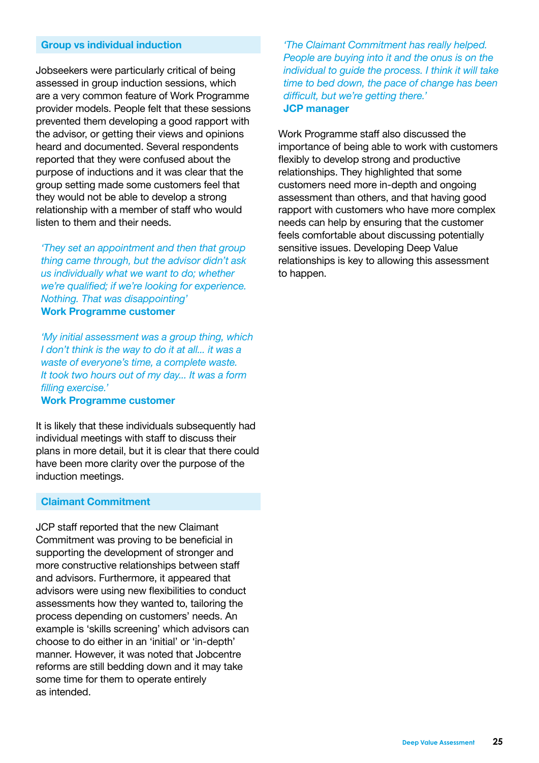### Group vs individual induction

Jobseekers were particularly critical of being assessed in group induction sessions, which are a very common feature of Work Programme provider models. People felt that these sessions prevented them developing a good rapport with the advisor, or getting their views and opinions heard and documented. Several respondents reported that they were confused about the purpose of inductions and it was clear that the group setting made some customers feel that they would not be able to develop a strong relationship with a member of staff who would listen to them and their needs.

*'They set an appointment and then that group thing came through, but the advisor didn't ask us individually what we want to do; whether we're qualified; if we're looking for experience. Nothing. That was disappointing'*
**Work Programme customer**

*'My initial assessment was a group thing, which I don't think is the way to do it at all… it was a waste of everyone's time, a complete waste. It took two hours out of my day… It was a form filling exercise.'*
**Work Programme customer**

It is likely that these individuals subsequently had individual meetings with staff to discuss their plans in more detail, but it is clear that there could have been more clarity over the purpose of the induction meetings.

### Claimant Commitment

JCP staff reported that the new Claimant Commitment was proving to be beneficial in supporting the development of stronger and more constructive relationships between staff and advisors. Furthermore, it appeared that advisors were using new flexibilities to conduct assessments how they wanted to, tailoring the process depending on customers' needs. An example is 'skills screening' which advisors can choose to do either in an 'initial' or 'in-depth' manner. However, it was noted that Jobcentre reforms are still bedding down and it may take some time for them to operate entirely as intended.

*'The Claimant Commitment has really helped. People are buying into it and the onus is on the individual to guide the process. I think it will take time to bed down, the pace of change has been difficult, but we're getting there.'*
**JCP manager**

Work Programme staff also discussed the importance of being able to work with customers flexibly to develop strong and productive relationships. They highlighted that some customers need more in-depth and ongoing assessment than others, and that having good rapport with customers who have more complex needs can help by ensuring that the customer feels comfortable about discussing potentially sensitive issues. Developing Deep Value relationships is key to allowing this assessment to happen.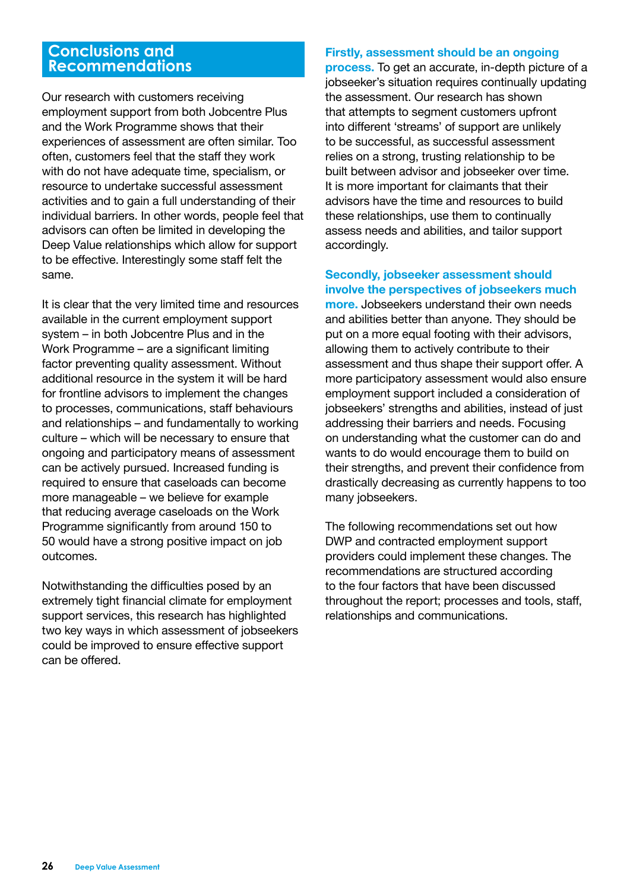## Conclusions and Recommendations

Our research with customers receiving employment support from both Jobcentre Plus and the Work Programme shows that their experiences of assessment are often similar. Too often, customers feel that the staff they work with do not have adequate time, specialism, or resource to undertake successful assessment activities and to gain a full understanding of their individual barriers. In other words, people feel that advisors can often be limited in developing the Deep Value relationships which allow for support to be effective. Interestingly some staff felt the same.

It is clear that the very limited time and resources available in the current employment support system – in both Jobcentre Plus and in the Work Programme – are a significant limiting factor preventing quality assessment. Without additional resource in the system it will be hard for frontline advisors to implement the changes to processes, communications, staff behaviours and relationships – and fundamentally to working culture – which will be necessary to ensure that ongoing and participatory means of assessment can be actively pursued. Increased funding is required to ensure that caseloads can become more manageable – we believe for example that reducing average caseloads on the Work Programme significantly from around 150 to 50 would have a strong positive impact on job outcomes.

Notwithstanding the difficulties posed by an extremely tight financial climate for employment support services, this research has highlighted two key ways in which assessment of jobseekers could be improved to ensure effective support can be offered.

**Firstly, assessment should be an ongoing process.** To get an accurate, in-depth picture of a jobseeker's situation requires continually updating the assessment. Our research has shown that attempts to segment customers upfront into different 'streams' of support are unlikely to be successful, as successful assessment relies on a strong, trusting relationship to be built between advisor and jobseeker over time. It is more important for claimants that their advisors have the time and resources to build these relationships, use them to continually assess needs and abilities, and tailor support accordingly.

**Secondly, jobseeker assessment should involve the perspectives of jobseekers much more.** Jobseekers understand their own needs and abilities better than anyone. They should be put on a more equal footing with their advisors, allowing them to actively contribute to their assessment and thus shape their support offer. A more participatory assessment would also ensure employment support included a consideration of jobseekers' strengths and abilities, instead of just addressing their barriers and needs. Focusing on understanding what the customer can do and wants to do would encourage them to build on their strengths, and prevent their confidence from drastically decreasing as currently happens to too many jobseekers.

The following recommendations set out how DWP and contracted employment support providers could implement these changes. The recommendations are structured according to the four factors that have been discussed throughout the report; processes and tools, staff, relationships and communications.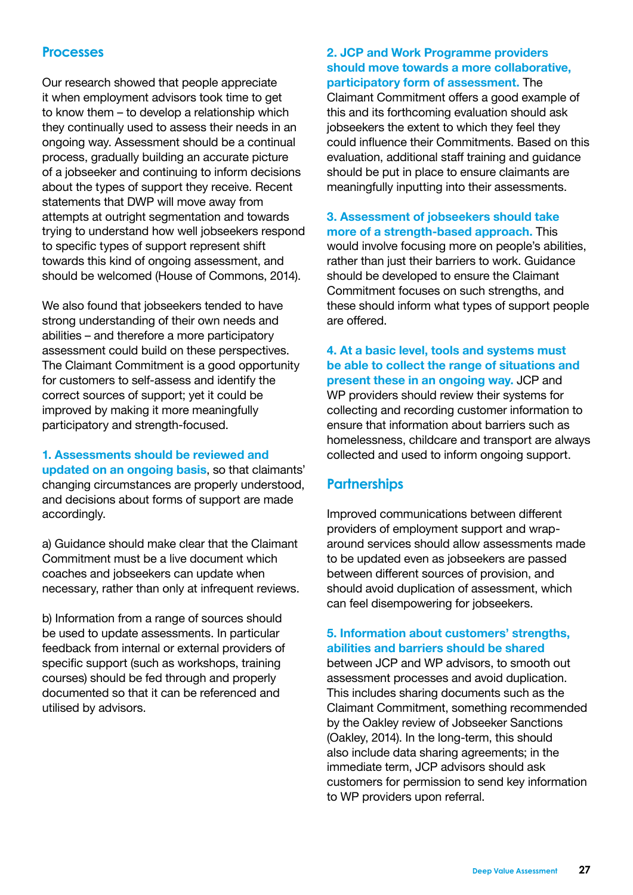## Processes

Our research showed that people appreciate it when employment advisors took time to get to know them – to develop a relationship which they continually used to assess their needs in an ongoing way. Assessment should be a continual process, gradually building an accurate picture of a jobseeker and continuing to inform decisions about the types of support they receive. Recent statements that DWP will move away from attempts at outright segmentation and towards trying to understand how well jobseekers respond to specific types of support represent shift towards this kind of ongoing assessment, and should be welcomed (House of Commons, 2014).

We also found that jobseekers tended to have strong understanding of their own needs and abilities – and therefore a more participatory assessment could build on these perspectives. The Claimant Commitment is a good opportunity for customers to self-assess and identify the correct sources of support; yet it could be improved by making it more meaningfully participatory and strength-focused.

**1. Assessments should be reviewed and updated on an ongoing basis**, so that claimants' changing circumstances are properly understood, and decisions about forms of support are made accordingly.

a) Guidance should make clear that the Claimant Commitment must be a live document which coaches and jobseekers can update when necessary, rather than only at infrequent reviews.

b) Information from a range of sources should be used to update assessments. In particular feedback from internal or external providers of specific support (such as workshops, training courses) should be fed through and properly documented so that it can be referenced and utilised by advisors.

**2. JCP and Work Programme providers should move towards a more collaborative, participatory form of assessment.** The Claimant Commitment offers a good example of this and its forthcoming evaluation should ask jobseekers the extent to which they feel they could influence their Commitments. Based on this evaluation, additional staff training and guidance should be put in place to ensure claimants are meaningfully inputting into their assessments.

**3. Assessment of jobseekers should take more of a strength-based approach.** This would involve focusing more on people's abilities, rather than just their barriers to work. Guidance should be developed to ensure the Claimant Commitment focuses on such strengths, and these should inform what types of support people are offered.

**4. At a basic level, tools and systems must be able to collect the range of situations and present these in an ongoing way.** JCP and WP providers should review their systems for collecting and recording customer information to ensure that information about barriers such as homelessness, childcare and transport are always collected and used to inform ongoing support.

## Partnerships

Improved communications between different providers of employment support and wrap-around services should allow assessments made to be updated even as jobseekers are passed between different sources of provision, and should avoid duplication of assessment, which can feel disempowering for jobseekers.

**5. Information about customers' strengths, abilities and barriers should be shared** between JCP and WP advisors, to smooth out assessment processes and avoid duplication. This includes sharing documents such as the Claimant Commitment, something recommended by the Oakley review of Jobseeker Sanctions (Oakley, 2014). In the long-term, this should also include data sharing agreements; in the immediate term, JCP advisors should ask customers for permission to send key information to WP providers upon referral.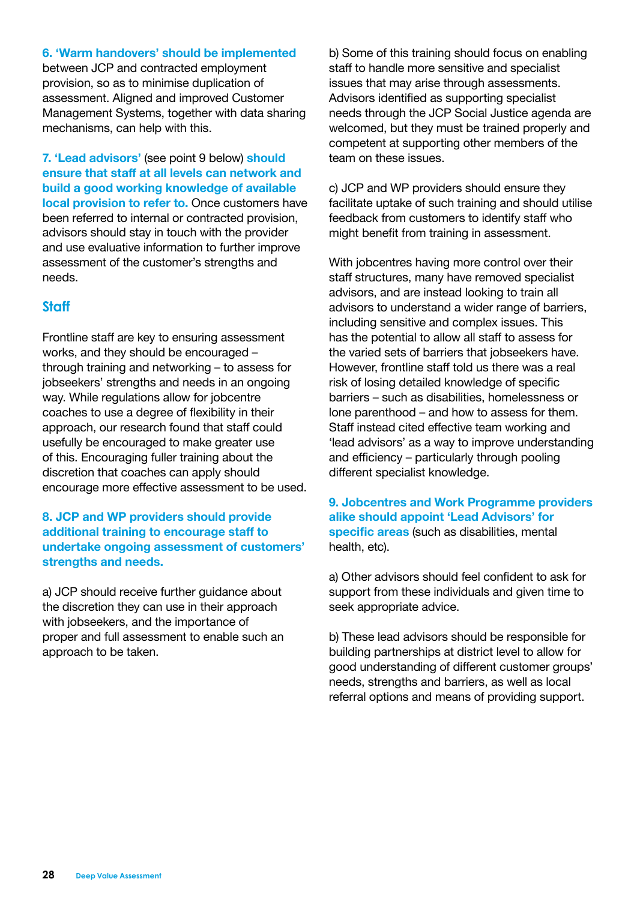**6. 'Warm handovers' should be implemented** between JCP and contracted employment provision, so as to minimise duplication of assessment. Aligned and improved Customer Management Systems, together with data sharing mechanisms, can help with this.

**7. 'Lead advisors'** (see point 9 below) **should ensure that staff at all levels can network and build a good working knowledge of available local provision to refer to.** Once customers have been referred to internal or contracted provision, advisors should stay in touch with the provider and use evaluative information to further improve assessment of the customer's strengths and needs.

## Staff

Frontline staff are key to ensuring assessment works, and they should be encouraged – through training and networking – to assess for jobseekers' strengths and needs in an ongoing way. While regulations allow for jobcentre coaches to use a degree of flexibility in their approach, our research found that staff could usefully be encouraged to make greater use of this. Encouraging fuller training about the discretion that coaches can apply should encourage more effective assessment to be used.

**8. JCP and WP providers should provide additional training to encourage staff to undertake ongoing assessment of customers' strengths and needs.**

a) JCP should receive further guidance about the discretion they can use in their approach with jobseekers, and the importance of proper and full assessment to enable such an approach to be taken.

b) Some of this training should focus on enabling staff to handle more sensitive and specialist issues that may arise through assessments. Advisors identified as supporting specialist needs through the JCP Social Justice agenda are welcomed, but they must be trained properly and competent at supporting other members of the team on these issues.

c) JCP and WP providers should ensure they facilitate uptake of such training and should utilise feedback from customers to identify staff who might benefit from training in assessment.

With jobcentres having more control over their staff structures, many have removed specialist advisors, and are instead looking to train all advisors to understand a wider range of barriers, including sensitive and complex issues. This has the potential to allow all staff to assess for the varied sets of barriers that jobseekers have. However, frontline staff told us there was a real risk of losing detailed knowledge of specific barriers – such as disabilities, homelessness or lone parenthood – and how to assess for them. Staff instead cited effective team working and 'lead advisors' as a way to improve understanding and efficiency – particularly through pooling different specialist knowledge.

**9. Jobcentres and Work Programme providers alike should appoint 'Lead Advisors' for specific areas** (such as disabilities, mental health, etc).

a) Other advisors should feel confident to ask for support from these individuals and given time to seek appropriate advice.

b) These lead advisors should be responsible for building partnerships at district level to allow for good understanding of different customer groups' needs, strengths and barriers, as well as local referral options and means of providing support.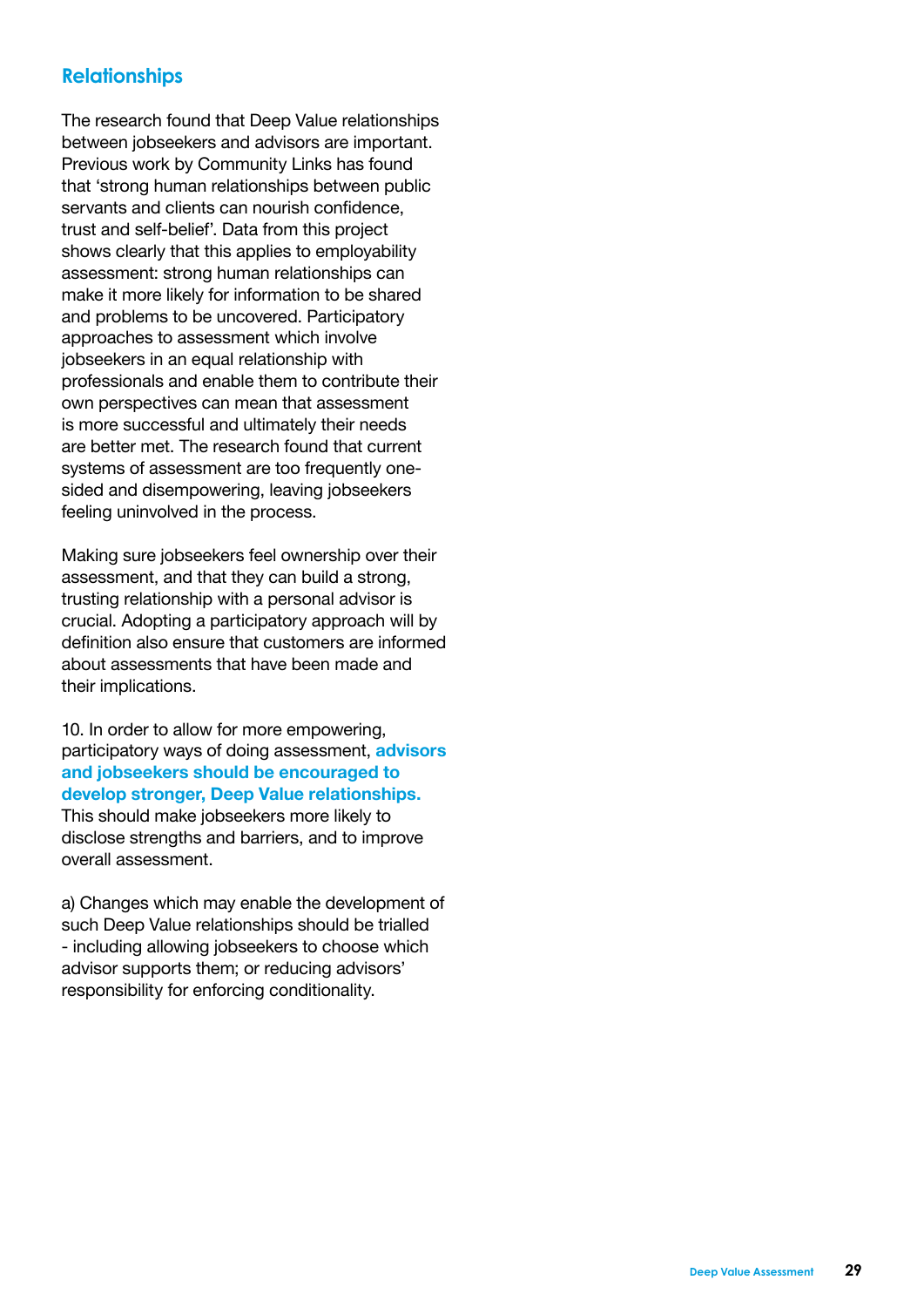## Relationships

The research found that Deep Value relationships between jobseekers and advisors are important. Previous work by Community Links has found that 'strong human relationships between public servants and clients can nourish confidence, trust and self-belief'. Data from this project shows clearly that this applies to employability assessment: strong human relationships can make it more likely for information to be shared and problems to be uncovered. Participatory approaches to assessment which involve jobseekers in an equal relationship with professionals and enable them to contribute their own perspectives can mean that assessment is more successful and ultimately their needs are better met. The research found that current systems of assessment are too frequently one-sided and disempowering, leaving jobseekers feeling uninvolved in the process.

Making sure jobseekers feel ownership over their assessment, and that they can build a strong, trusting relationship with a personal advisor is crucial. Adopting a participatory approach will by definition also ensure that customers are informed about assessments that have been made and their implications.

10. In order to allow for more empowering, participatory ways of doing assessment, **advisors and jobseekers should be encouraged to develop stronger, Deep Value relationships.** This should make jobseekers more likely to disclose strengths and barriers, and to improve overall assessment.

a) Changes which may enable the development of such Deep Value relationships should be trialled - including allowing jobseekers to choose which advisor supports them; or reducing advisors' responsibility for enforcing conditionality.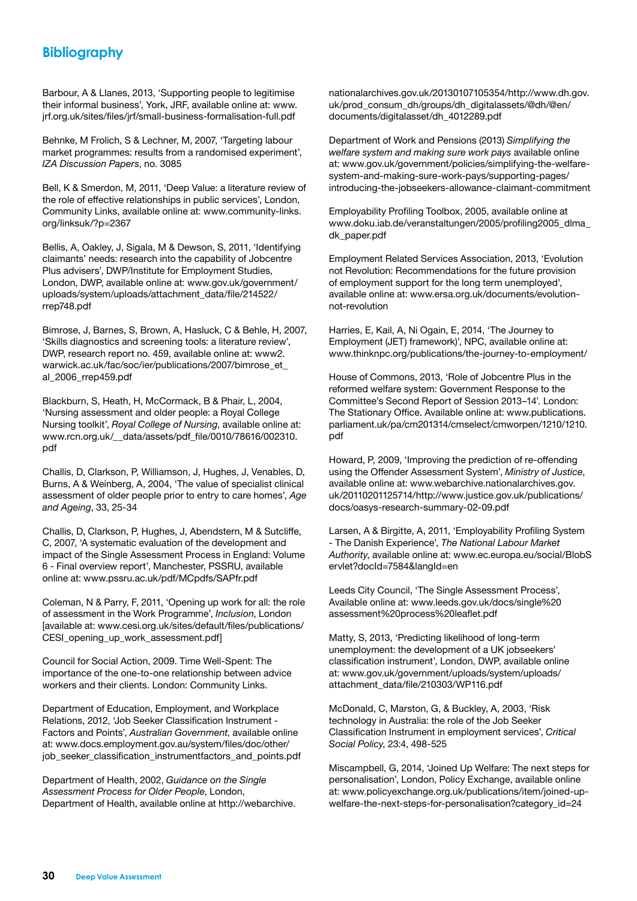## Bibliography

Barbour, A & Llanes, 2013, 'Supporting people to legitimise their informal business', York, JRF, available online at: www.jrf.org.uk/sites/files/jrf/small-business-formalisation-full.pdf

Behnke, M Frolich, S & Lechner, M, 2007, 'Targeting labour market programmes: results from a randomised experiment', *IZA Discussion Papers*, no. 3085

Bell, K & Smerdon, M, 2011, 'Deep Value: a literature review of the role of effective relationships in public services', London, Community Links, available online at: www.community-links.org/linksuk/?p=2367

Bellis, A, Oakley, J, Sigala, M & Dewson, S, 2011, 'Identifying claimants' needs: research into the capability of Jobcentre Plus advisers', DWP/Institute for Employment Studies, London, DWP, available online at: www.gov.uk/government/uploads/system/uploads/attachment_data/file/214522/rrep748.pdf

Bimrose, J, Barnes, S, Brown, A, Hasluck, C & Behle, H, 2007, 'Skills diagnostics and screening tools: a literature review', DWP, research report no. 459, available online at: www2.warwick.ac.uk/fac/soc/ier/publications/2007/bimrose_et_al_2006_rrep459.pdf

Blackburn, S, Heath, H, McCormack, B & Phair, L, 2004, 'Nursing assessment and older people: a Royal College Nursing toolkit', *Royal College of Nursing*, available online at: www.rcn.org.uk/__data/assets/pdf_file/0010/78616/002310.pdf

Challis, D, Clarkson, P, Williamson, J, Hughes, J, Venables, D, Burns, A & Weinberg, A, 2004, 'The value of specialist clinical assessment of older people prior to entry to care homes', *Age and Ageing*, 33, 25-34

Challis, D, Clarkson, P, Hughes, J, Abendstern, M & Sutcliffe, C, 2007, 'A systematic evaluation of the development and impact of the Single Assessment Process in England: Volume 6 - Final overview report', Manchester, PSSRU, available online at: www.pssru.ac.uk/pdf/MCpdfs/SAPfr.pdf

Coleman, N & Parry, F, 2011, 'Opening up work for all: the role of assessment in the Work Programme', *Inclusion*, London [available at: www.cesi.org.uk/sites/default/files/publications/CESI_opening_up_work_assessment.pdf]

Council for Social Action, 2009. Time Well-Spent: The importance of the one-to-one relationship between advice workers and their clients. London: Community Links.

Department of Education, Employment, and Workplace Relations, 2012, 'Job Seeker Classification Instrument - Factors and Points', *Australian Government*, available online at: www.docs.employment.gov.au/system/files/doc/other/job_seeker_classification_instrumentfactors_and_points.pdf

Department of Health, 2002, *Guidance on the Single Assessment Process for Older People*, London, Department of Health, available online at http://webarchive.nationalarchives.gov.uk/20130107105354/http://www.dh.gov.uk/prod_consum_dh/groups/dh_digitalassets/@dh/@en/documents/digitalasset/dh_4012289.pdf

Department of Work and Pensions (2013) *Simplifying the welfare system and making sure work pays* available online at: www.gov.uk/government/policies/simplifying-the-welfare-system-and-making-sure-work-pays/supporting-pages/introducing-the-jobseekers-allowance-claimant-commitment

Employability Profiling Toolbox, 2005, available online at www.doku.iab.de/veranstaltungen/2005/profiling2005_dlma_dk_paper.pdf

Employment Related Services Association, 2013, 'Evolution not Revolution: Recommendations for the future provision of employment support for the long term unemployed', available online at: www.ersa.org.uk/documents/evolution-not-revolution

Harries, E, Kail, A, Ni Ogain, E, 2014, 'The Journey to Employment (JET) framework)', NPC, available online at: www.thinknpc.org/publications/the-journey-to-employment/

House of Commons, 2013, 'Role of Jobcentre Plus in the reformed welfare system: Government Response to the Committee's Second Report of Session 2013–14'. London: The Stationary Office. Available online at: www.publications.parliament.uk/pa/cm201314/cmselect/cmworpen/1210/1210.pdf

Howard, P, 2009, 'Improving the prediction of re-offending using the Offender Assessment System', *Ministry of Justice*, available online at: www.webarchive.nationalarchives.gov.uk/20110201125714/http://www.justice.gov.uk/publications/docs/oasys-research-summary-02-09.pdf

Larsen, A & Birgitte, A, 2011, 'Employability Profiling System - The Danish Experience', *The National Labour Market Authority*, available online at: www.ec.europa.eu/social/BlobServlet?docId=7584&langId=en

Leeds City Council, 'The Single Assessment Process', Available online at: www.leeds.gov.uk/docs/single%20assessment%20process%20leaflet.pdf

Matty, S, 2013, 'Predicting likelihood of long-term unemployment: the development of a UK jobseekers' classification instrument', London, DWP, available online at: www.gov.uk/government/uploads/system/uploads/attachment_data/file/210303/WP116.pdf

McDonald, C, Marston, G, & Buckley, A, 2003, 'Risk technology in Australia: the role of the Job Seeker Classification Instrument in employment services', *Critical Social Policy*, 23:4, 498-525

Miscampbell, G, 2014, 'Joined Up Welfare: The next steps for personalisation', London, Policy Exchange, available online at: www.policyexchange.org.uk/publications/item/joined-up-welfare-the-next-steps-for-personalisation?category_id=24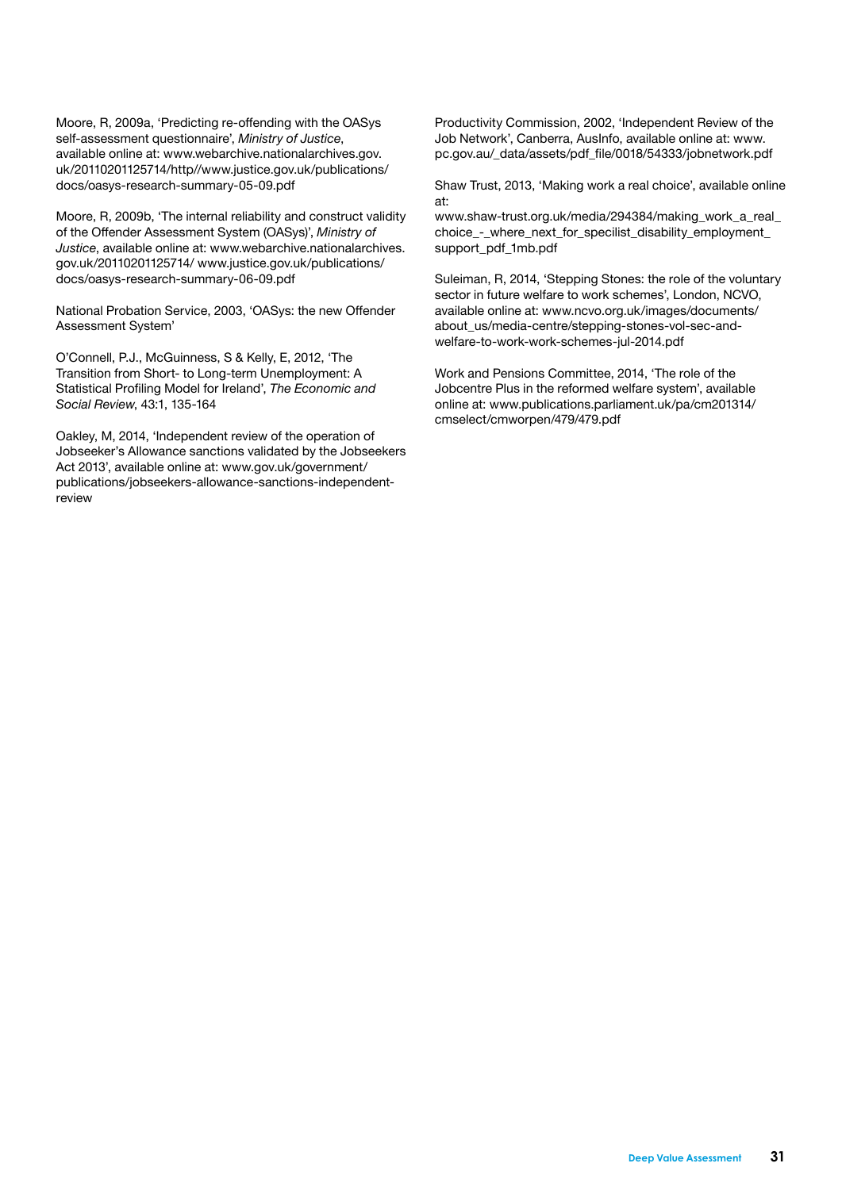Moore, R, 2009a, 'Predicting re-offending with the OASys self-assessment questionnaire', *Ministry of Justice*, available online at: www.webarchive.nationalarchives.gov.uk/20110201125714/http//www.justice.gov.uk/publications/docs/oasys-research-summary-05-09.pdf

Moore, R, 2009b, 'The internal reliability and construct validity of the Offender Assessment System (OASys)', *Ministry of Justice*, available online at: www.webarchive.nationalarchives.gov.uk/20110201125714/ www.justice.gov.uk/publications/docs/oasys-research-summary-06-09.pdf

National Probation Service, 2003, 'OASys: the new Offender Assessment System'

O'Connell, P.J., McGuinness, S & Kelly, E, 2012, 'The Transition from Short- to Long-term Unemployment: A Statistical Profiling Model for Ireland', *The Economic and Social Review*, 43:1, 135-164

Oakley, M, 2014, 'Independent review of the operation of Jobseeker's Allowance sanctions validated by the Jobseekers Act 2013', available online at: www.gov.uk/government/publications/jobseekers-allowance-sanctions-independent-review

Productivity Commission, 2002, 'Independent Review of the Job Network', Canberra, AusInfo, available online at: www.pc.gov.au/_data/assets/pdf_file/0018/54333/jobnetwork.pdf

Shaw Trust, 2013, 'Making work a real choice', available online at:
www.shaw-trust.org.uk/media/294384/making_work_a_real_choice_-_where_next_for_specilist_disability_employment_support_pdf_1mb.pdf

Suleiman, R, 2014, 'Stepping Stones: the role of the voluntary sector in future welfare to work schemes', London, NCVO, available online at: www.ncvo.org.uk/images/documents/about_us/media-centre/stepping-stones-vol-sec-and-welfare-to-work-work-schemes-jul-2014.pdf

Work and Pensions Committee, 2014, 'The role of the Jobcentre Plus in the reformed welfare system', available online at: www.publications.parliament.uk/pa/cm201314/cmselect/cmworpen/479/479.pdf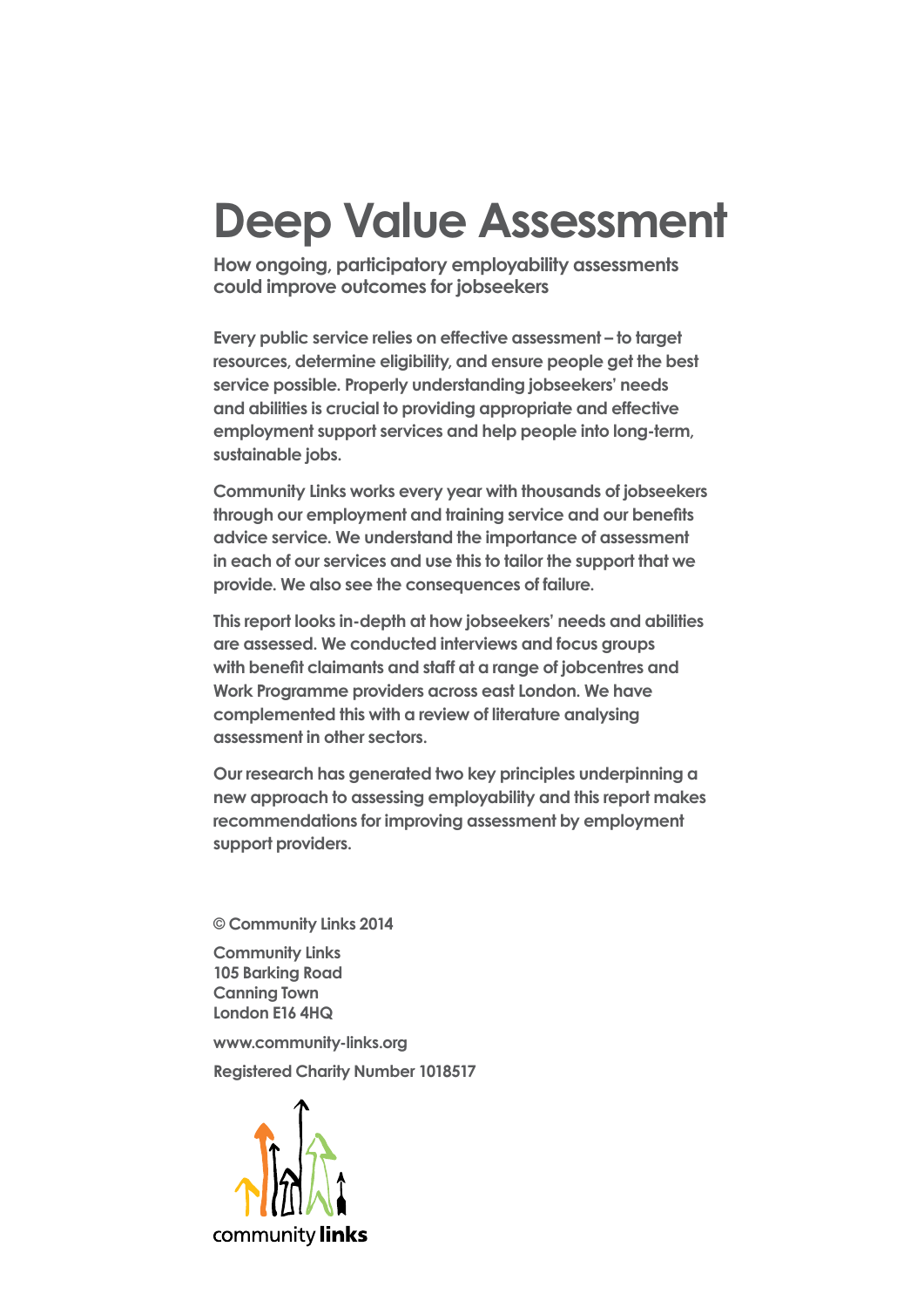# Deep Value Assessment

**How ongoing, participatory employability assessments could improve outcomes for jobseekers**

Every public service relies on effective assessment – to target resources, determine eligibility, and ensure people get the best service possible. Properly understanding jobseekers' needs and abilities is crucial to providing appropriate and effective employment support services and help people into long-term, sustainable jobs.

Community Links works every year with thousands of jobseekers through our employment and training service and our benefits advice service. We understand the importance of assessment in each of our services and use this to tailor the support that we provide. We also see the consequences of failure.

This report looks in-depth at how jobseekers' needs and abilities are assessed. We conducted interviews and focus groups with benefit claimants and staff at a range of jobcentres and Work Programme providers across east London. We have complemented this with a review of literature analysing assessment in other sectors.

Our research has generated two key principles underpinning a new approach to assessing employability and this report makes recommendations for improving assessment by employment support providers.

© Community Links 2014

Community Links
105 Barking Road
Canning Town
London E16 4HQ

www.community-links.org

Registered Charity Number 1018517

community **links**